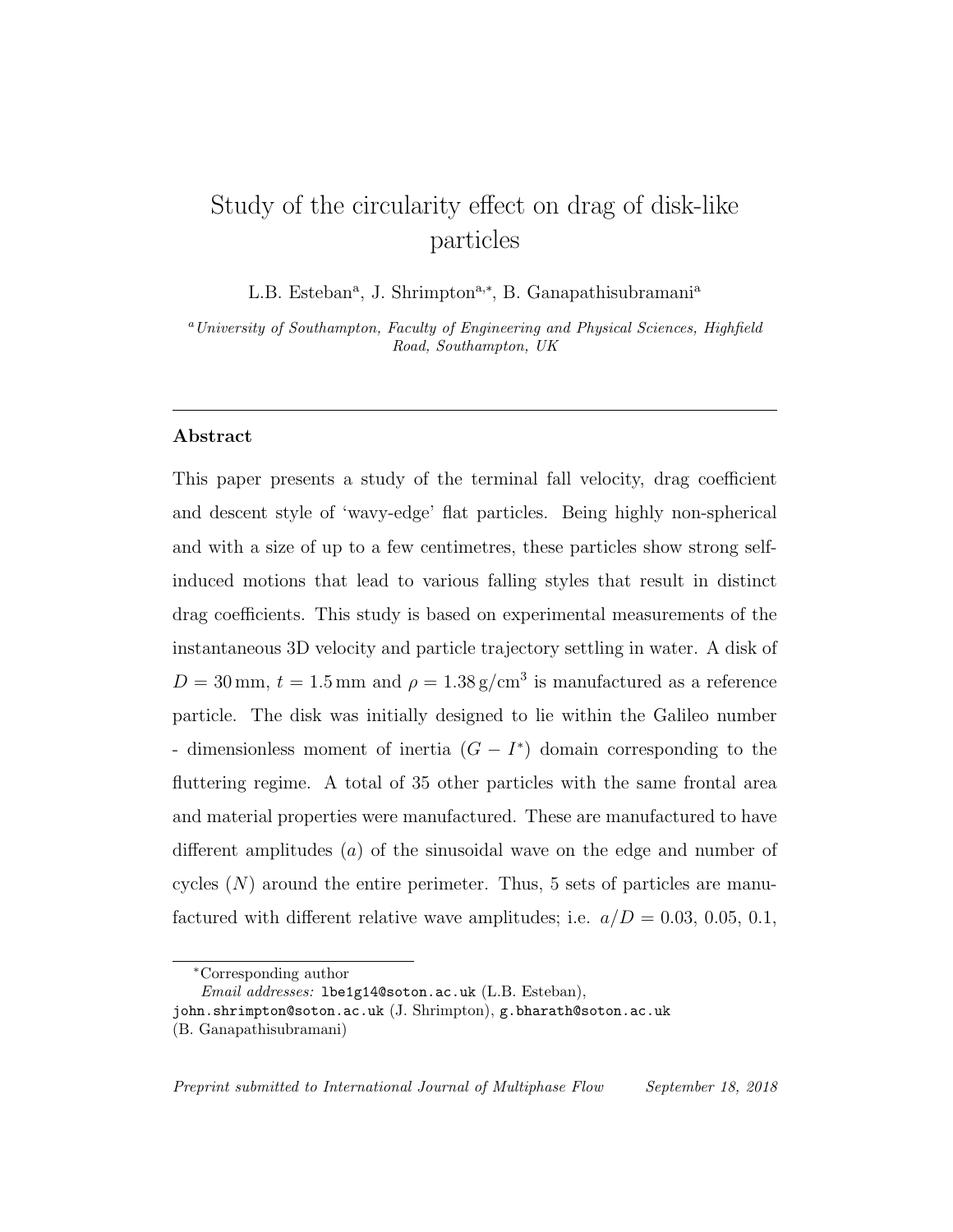# Study of the circularity effect on drag of disk-like particles

L.B. Esteban[a], J. Shrimpton[a,*], B. Ganapathisubramani[a]

[a] *University of Southampton, Faculty of Engineering and Physical Sciences, Highfield Road, Southampton, UK*

---

## Abstract

This paper presents a study of the terminal fall velocity, drag coefficient and descent style of 'wavy-edge' flat particles. Being highly non-spherical and with a size of up to a few centimetres, these particles show strong self-induced motions that lead to various falling styles that result in distinct drag coefficients. This study is based on experimental measurements of the instantaneous 3D velocity and particle trajectory settling in water. A disk of $D = 30\,\mathrm{mm}$, $t = 1.5\,\mathrm{mm}$ and $\rho = 1.38\,\mathrm{g/cm^3}$ is manufactured as a reference particle. The disk was initially designed to lie within the Galileo number - dimensionless moment of inertia ($G - I^*$) domain corresponding to the fluttering regime. A total of 35 other particles with the same frontal area and material properties were manufactured. These are manufactured to have different amplitudes ($a$) of the sinusoidal wave on the edge and number of cycles ($N$) around the entire perimeter. Thus, 5 sets of particles are manufactured with different relative wave amplitudes; i.e. $a/D = 0.03$, 0.05, 0.1,

---

*Corresponding author

*Email addresses:* lbe1g14@soton.ac.uk (L.B. Esteban), john.shrimpton@soton.ac.uk (J. Shrimpton), g.bharath@soton.ac.uk (B. Ganapathisubramani)

*Preprint submitted to International Journal of Multiphase Flow* *September 18, 2018*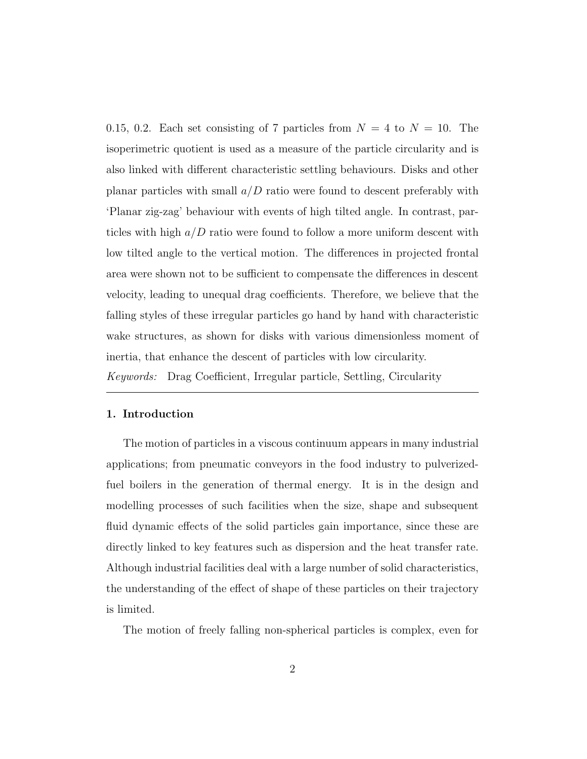0.15, 0.2. Each set consisting of 7 particles from $N = 4$ to $N = 10$. The isoperimetric quotient is used as a measure of the particle circularity and is also linked with different characteristic settling behaviours. Disks and other planar particles with small $a/D$ ratio were found to descent preferably with 'Planar zig-zag' behaviour with events of high tilted angle. In contrast, particles with high $a/D$ ratio were found to follow a more uniform descent with low tilted angle to the vertical motion. The differences in projected frontal area were shown not to be sufficient to compensate the differences in descent velocity, leading to unequal drag coefficients. Therefore, we believe that the falling styles of these irregular particles go hand by hand with characteristic wake structures, as shown for disks with various dimensionless moment of inertia, that enhance the descent of particles with low circularity.

*Keywords:* Drag Coefficient, Irregular particle, Settling, Circularity

---

## 1. Introduction

The motion of particles in a viscous continuum appears in many industrial applications; from pneumatic conveyors in the food industry to pulverized-fuel boilers in the generation of thermal energy. It is in the design and modelling processes of such facilities when the size, shape and subsequent fluid dynamic effects of the solid particles gain importance, since these are directly linked to key features such as dispersion and the heat transfer rate. Although industrial facilities deal with a large number of solid characteristics, the understanding of the effect of shape of these particles on their trajectory is limited.

The motion of freely falling non-spherical particles is complex, even for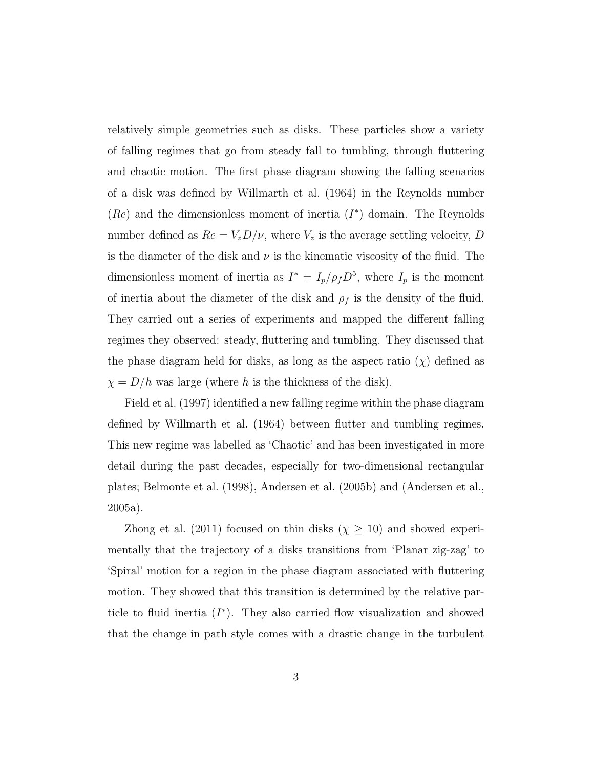relatively simple geometries such as disks. These particles show a variety of falling regimes that go from steady fall to tumbling, through fluttering and chaotic motion. The first phase diagram showing the falling scenarios of a disk was defined by Willmarth et al. (1964) in the Reynolds number ($Re$) and the dimensionless moment of inertia ($I^*$) domain. The Reynolds number defined as $Re = V_z D/\nu$, where $V_z$ is the average settling velocity, $D$ is the diameter of the disk and $\nu$ is the kinematic viscosity of the fluid. The dimensionless moment of inertia as $I^* = I_p/\rho_f D^5$, where $I_p$ is the moment of inertia about the diameter of the disk and $\rho_f$ is the density of the fluid. They carried out a series of experiments and mapped the different falling regimes they observed: steady, fluttering and tumbling. They discussed that the phase diagram held for disks, as long as the aspect ratio ($\chi$) defined as $\chi = D/h$ was large (where $h$ is the thickness of the disk).

Field et al. (1997) identified a new falling regime within the phase diagram defined by Willmarth et al. (1964) between flutter and tumbling regimes. This new regime was labelled as 'Chaotic' and has been investigated in more detail during the past decades, especially for two-dimensional rectangular plates; Belmonte et al. (1998), Andersen et al. (2005b) and (Andersen et al., 2005a).

Zhong et al. (2011) focused on thin disks ($\chi \geq 10$) and showed experimentally that the trajectory of a disks transitions from 'Planar zig-zag' to 'Spiral' motion for a region in the phase diagram associated with fluttering motion. They showed that this transition is determined by the relative particle to fluid inertia ($I^*$). They also carried flow visualization and showed that the change in path style comes with a drastic change in the turbulent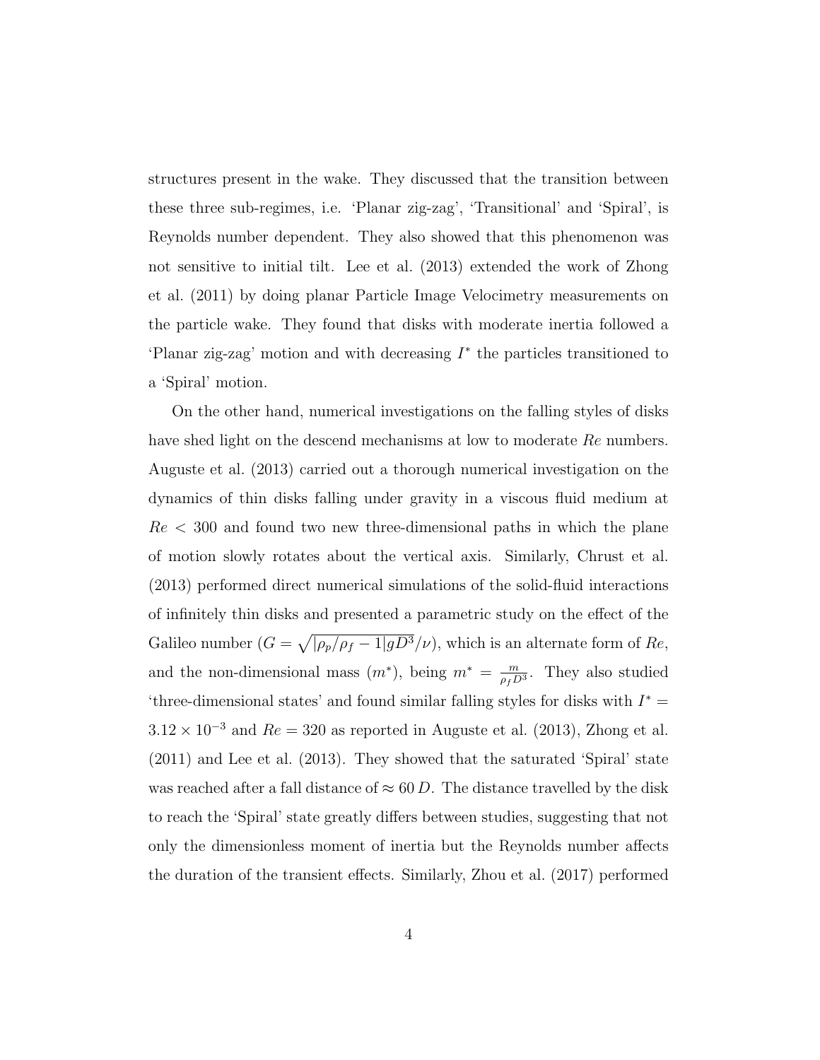structures present in the wake. They discussed that the transition between these three sub-regimes, i.e. 'Planar zig-zag', 'Transitional' and 'Spiral', is Reynolds number dependent. They also showed that this phenomenon was not sensitive to initial tilt. Lee et al. (2013) extended the work of Zhong et al. (2011) by doing planar Particle Image Velocimetry measurements on the particle wake. They found that disks with moderate inertia followed a 'Planar zig-zag' motion and with decreasing $I^*$ the particles transitioned to a 'Spiral' motion.

On the other hand, numerical investigations on the falling styles of disks have shed light on the descend mechanisms at low to moderate $Re$ numbers. Auguste et al. (2013) carried out a thorough numerical investigation on the dynamics of thin disks falling under gravity in a viscous fluid medium at $Re < 300$ and found two new three-dimensional paths in which the plane of motion slowly rotates about the vertical axis. Similarly, Chrust et al. (2013) performed direct numerical simulations of the solid-fluid interactions of infinitely thin disks and presented a parametric study on the effect of the Galileo number ($G = \sqrt{|\rho_p/\rho_f - 1|gD^3}/\nu$), which is an alternate form of $Re$, and the non-dimensional mass ($m^*$), being $m^* = \frac{m}{\rho_f D^3}$. They also studied 'three-dimensional states' and found similar falling styles for disks with $I^* = 3.12 \times 10^{-3}$ and $Re = 320$ as reported in Auguste et al. (2013), Zhong et al. (2011) and Lee et al. (2013). They showed that the saturated 'Spiral' state was reached after a fall distance of $\approx 60\,D$. The distance travelled by the disk to reach the 'Spiral' state greatly differs between studies, suggesting that not only the dimensionless moment of inertia but the Reynolds number affects the duration of the transient effects. Similarly, Zhou et al. (2017) performed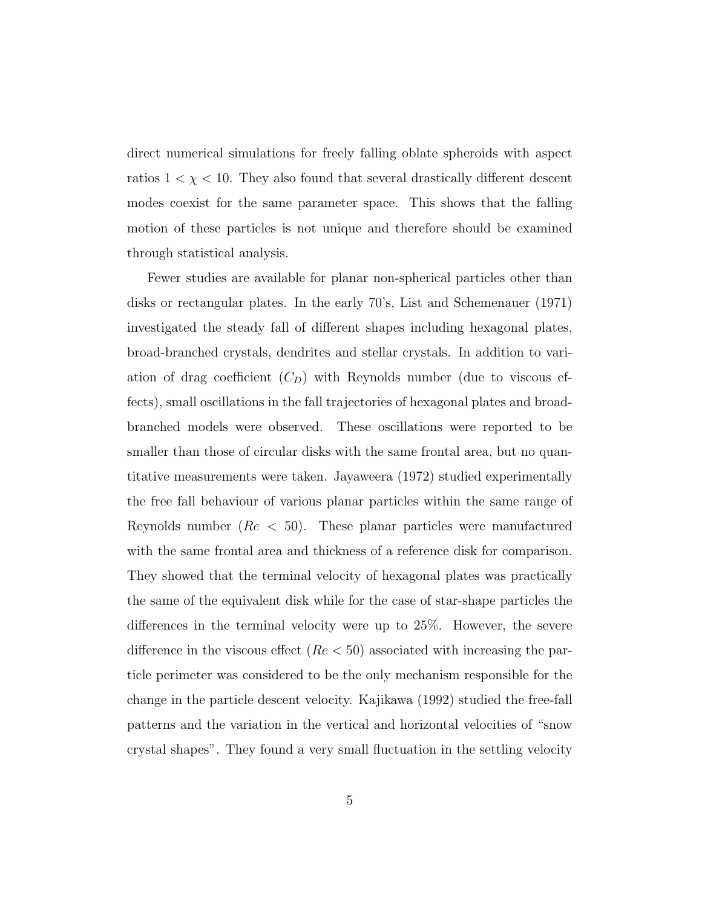direct numerical simulations for freely falling oblate spheroids with aspect ratios $1 < \chi < 10$. They also found that several drastically different descent modes coexist for the same parameter space. This shows that the falling motion of these particles is not unique and therefore should be examined through statistical analysis.

Fewer studies are available for planar non-spherical particles other than disks or rectangular plates. In the early 70's, List and Schemenauer (1971) investigated the steady fall of different shapes including hexagonal plates, broad-branched crystals, dendrites and stellar crystals. In addition to variation of drag coefficient ($C_D$) with Reynolds number (due to viscous effects), small oscillations in the fall trajectories of hexagonal plates and broad-branched models were observed. These oscillations were reported to be smaller than those of circular disks with the same frontal area, but no quantitative measurements were taken. Jayaweera (1972) studied experimentally the free fall behaviour of various planar particles within the same range of Reynolds number ($Re < 50$). These planar particles were manufactured with the same frontal area and thickness of a reference disk for comparison. They showed that the terminal velocity of hexagonal plates was practically the same of the equivalent disk while for the case of star-shape particles the differences in the terminal velocity were up to 25%. However, the severe difference in the viscous effect ($Re < 50$) associated with increasing the particle perimeter was considered to be the only mechanism responsible for the change in the particle descent velocity. Kajikawa (1992) studied the free-fall patterns and the variation in the vertical and horizontal velocities of "snow crystal shapes". They found a very small fluctuation in the settling velocity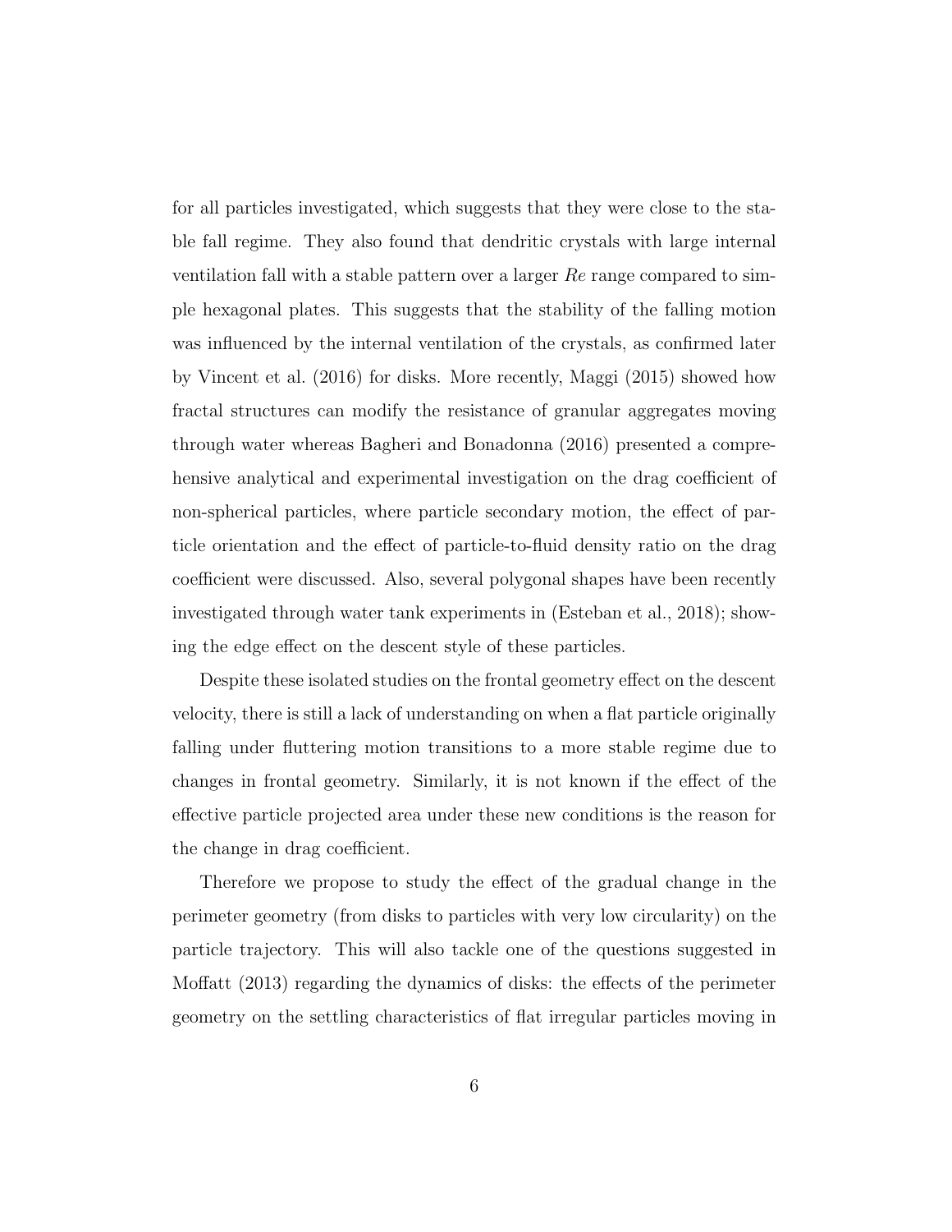for all particles investigated, which suggests that they were close to the stable fall regime. They also found that dendritic crystals with large internal ventilation fall with a stable pattern over a larger $Re$ range compared to simple hexagonal plates. This suggests that the stability of the falling motion was influenced by the internal ventilation of the crystals, as confirmed later by Vincent et al. (2016) for disks. More recently, Maggi (2015) showed how fractal structures can modify the resistance of granular aggregates moving through water whereas Bagheri and Bonadonna (2016) presented a comprehensive analytical and experimental investigation on the drag coefficient of non-spherical particles, where particle secondary motion, the effect of particle orientation and the effect of particle-to-fluid density ratio on the drag coefficient were discussed. Also, several polygonal shapes have been recently investigated through water tank experiments in (Esteban et al., 2018); showing the edge effect on the descent style of these particles.

Despite these isolated studies on the frontal geometry effect on the descent velocity, there is still a lack of understanding on when a flat particle originally falling under fluttering motion transitions to a more stable regime due to changes in frontal geometry. Similarly, it is not known if the effect of the effective particle projected area under these new conditions is the reason for the change in drag coefficient.

Therefore we propose to study the effect of the gradual change in the perimeter geometry (from disks to particles with very low circularity) on the particle trajectory. This will also tackle one of the questions suggested in Moffatt (2013) regarding the dynamics of disks: the effects of the perimeter geometry on the settling characteristics of flat irregular particles moving in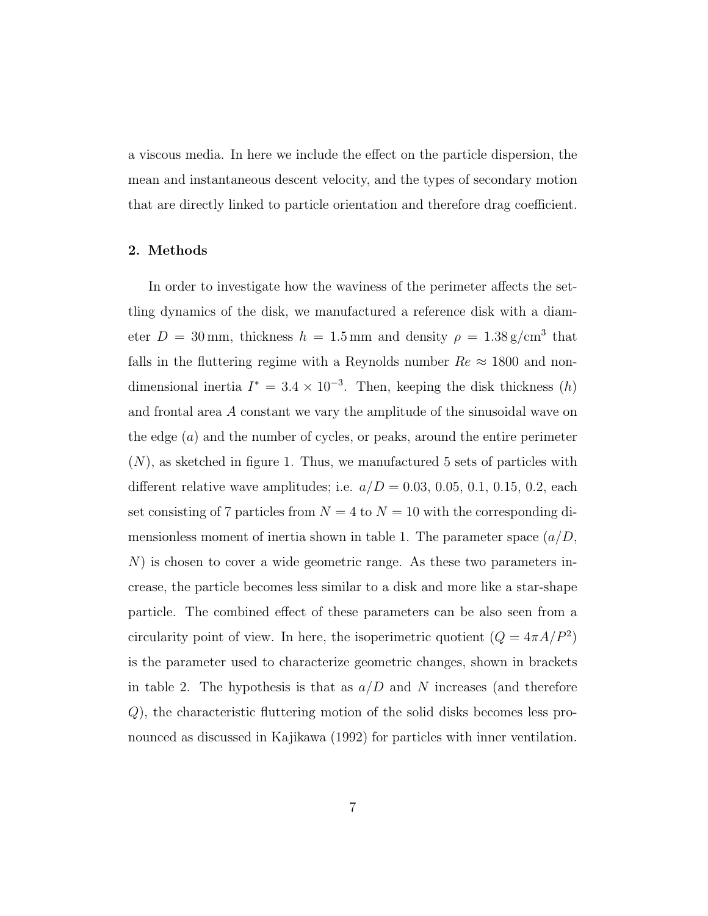a viscous media. In here we include the effect on the particle dispersion, the mean and instantaneous descent velocity, and the types of secondary motion that are directly linked to particle orientation and therefore drag coefficient.

## 2. Methods

In order to investigate how the waviness of the perimeter affects the settling dynamics of the disk, we manufactured a reference disk with a diameter $D = 30\,\mathrm{mm}$, thickness $h = 1.5\,\mathrm{mm}$ and density $\rho = 1.38\,\mathrm{g/cm^3}$ that falls in the fluttering regime with a Reynolds number $Re \approx 1800$ and non-dimensional inertia $I^* = 3.4 \times 10^{-3}$. Then, keeping the disk thickness ($h$) and frontal area $A$ constant we vary the amplitude of the sinusoidal wave on the edge ($a$) and the number of cycles, or peaks, around the entire perimeter ($N$), as sketched in figure 1. Thus, we manufactured 5 sets of particles with different relative wave amplitudes; i.e. $a/D = 0.03$, $0.05$, $0.1$, $0.15$, $0.2$, each set consisting of 7 particles from $N = 4$ to $N = 10$ with the corresponding dimensionless moment of inertia shown in table 1. The parameter space ($a/D$, $N$) is chosen to cover a wide geometric range. As these two parameters increase, the particle becomes less similar to a disk and more like a star-shape particle. The combined effect of these parameters can be also seen from a circularity point of view. In here, the isoperimetric quotient ($Q = 4\pi A/P^2$) is the parameter used to characterize geometric changes, shown in brackets in table 2. The hypothesis is that as $a/D$ and $N$ increases (and therefore $Q$), the characteristic fluttering motion of the solid disks becomes less pronounced as discussed in Kajikawa (1992) for particles with inner ventilation.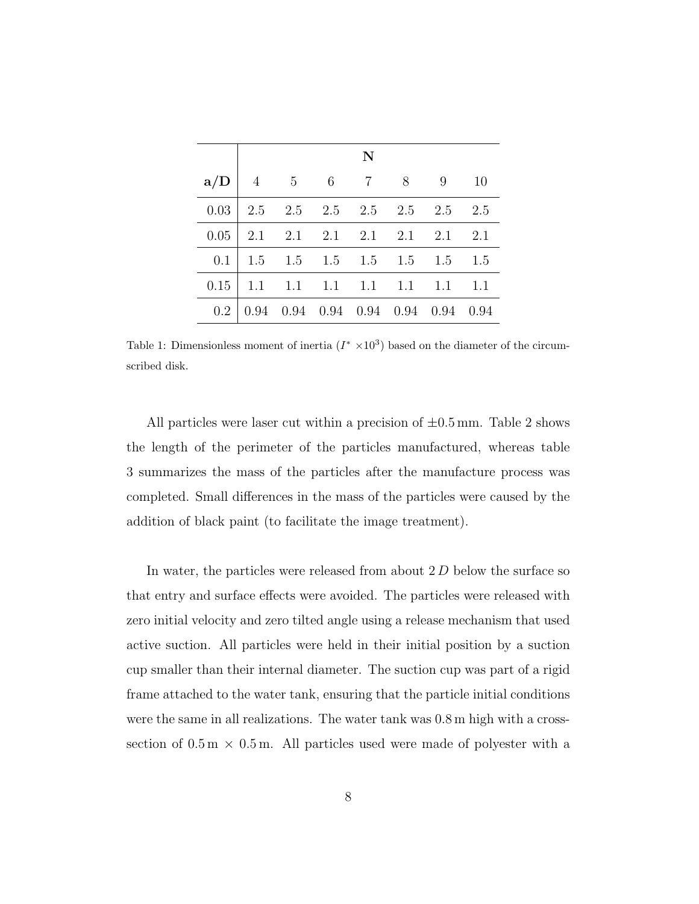| **a/D** | **N** 4 | 5 | 6 | 7 | 8 | 9 | 10 |
|---|---|---|---|---|---|---|---|
| 0.03 | 2.5 | 2.5 | 2.5 | 2.5 | 2.5 | 2.5 | 2.5 |
| 0.05 | 2.1 | 2.1 | 2.1 | 2.1 | 2.1 | 2.1 | 2.1 |
| 0.1 | 1.5 | 1.5 | 1.5 | 1.5 | 1.5 | 1.5 | 1.5 |
| 0.15 | 1.1 | 1.1 | 1.1 | 1.1 | 1.1 | 1.1 | 1.1 |
| 0.2 | 0.94 | 0.94 | 0.94 | 0.94 | 0.94 | 0.94 | 0.94 |

Table 1: Dimensionless moment of inertia ($I^* \times 10^3$) based on the diameter of the circumscribed disk.

All particles were laser cut within a precision of $\pm 0.5$ mm. Table 2 shows the length of the perimeter of the particles manufactured, whereas table 3 summarizes the mass of the particles after the manufacture process was completed. Small differences in the mass of the particles were caused by the addition of black paint (to facilitate the image treatment).

In water, the particles were released from about $2\,D$ below the surface so that entry and surface effects were avoided. The particles were released with zero initial velocity and zero tilted angle using a release mechanism that used active suction. All particles were held in their initial position by a suction cup smaller than their internal diameter. The suction cup was part of a rigid frame attached to the water tank, ensuring that the particle initial conditions were the same in all realizations. The water tank was 0.8 m high with a cross-section of 0.5 m $\times$ 0.5 m. All particles used were made of polyester with a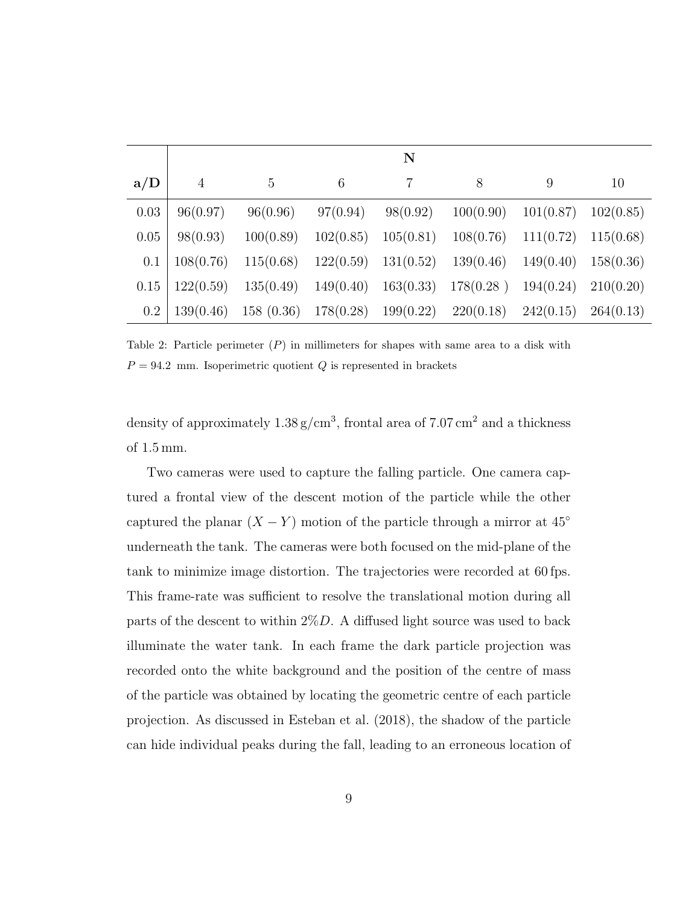| | N | | | | | | |
|---|---|---|---|---|---|---|---|
| **a/D** | 4 | 5 | 6 | 7 | 8 | 9 | 10 |
| 0.03 | 96(0.97) | 96(0.96) | 97(0.94) | 98(0.92) | 100(0.90) | 101(0.87) | 102(0.85) |
| 0.05 | 98(0.93) | 100(0.89) | 102(0.85) | 105(0.81) | 108(0.76) | 111(0.72) | 115(0.68) |
| 0.1 | 108(0.76) | 115(0.68) | 122(0.59) | 131(0.52) | 139(0.46) | 149(0.40) | 158(0.36) |
| 0.15 | 122(0.59) | 135(0.49) | 149(0.40) | 163(0.33) | 178(0.28 ) | 194(0.24) | 210(0.20) |
| 0.2 | 139(0.46) | 158 (0.36) | 178(0.28) | 199(0.22) | 220(0.18) | 242(0.15) | 264(0.13) |

Table 2: Particle perimeter ($P$) in millimeters for shapes with same area to a disk with $P = 94.2$ mm. Isoperimetric quotient $Q$ is represented in brackets

density of approximately $1.38\,\mathrm{g/cm^3}$, frontal area of $7.07\,\mathrm{cm^2}$ and a thickness of 1.5 mm.

Two cameras were used to capture the falling particle. One camera captured a frontal view of the descent motion of the particle while the other captured the planar $(X-Y)$ motion of the particle through a mirror at $45^\circ$ underneath the tank. The cameras were both focused on the mid-plane of the tank to minimize image distortion. The trajectories were recorded at 60 fps. This frame-rate was sufficient to resolve the translational motion during all parts of the descent to within $2\%D$. A diffused light source was used to back illuminate the water tank. In each frame the dark particle projection was recorded onto the white background and the position of the centre of mass of the particle was obtained by locating the geometric centre of each particle projection. As discussed in Esteban et al. (2018), the shadow of the particle can hide individual peaks during the fall, leading to an erroneous location of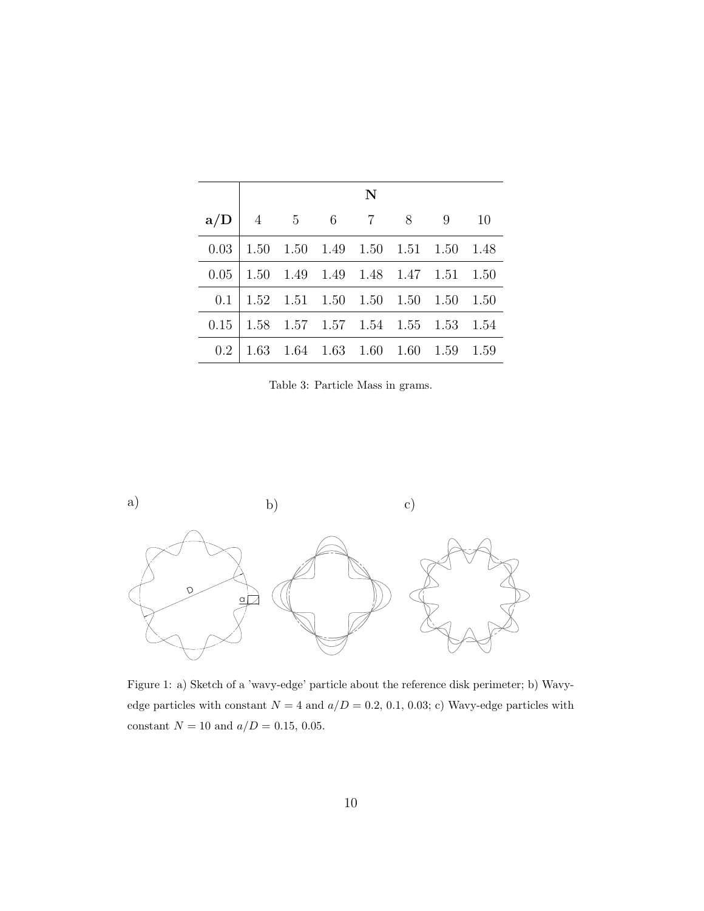| | **N** | | | | | | |
|---|---|---|---|---|---|---|---|
| **a/D** | 4 | 5 | 6 | 7 | 8 | 9 | 10 |
| 0.03 | 1.50 | 1.50 | 1.49 | 1.50 | 1.51 | 1.50 | 1.48 |
| 0.05 | 1.50 | 1.49 | 1.49 | 1.48 | 1.47 | 1.51 | 1.50 |
| 0.1 | 1.52 | 1.51 | 1.50 | 1.50 | 1.50 | 1.50 | 1.50 |
| 0.15 | 1.58 | 1.57 | 1.57 | 1.54 | 1.55 | 1.53 | 1.54 |
| 0.2 | 1.63 | 1.64 | 1.63 | 1.60 | 1.60 | 1.59 | 1.59 |

Table 3: Particle Mass in grams.

Figure 1: a) Sketch of a 'wavy-edge' particle about the reference disk perimeter; b) Wavy-edge particles with constant $N = 4$ and $a/D = 0.2$, 0.1, 0.03; c) Wavy-edge particles with constant $N = 10$ and $a/D = 0.15$, 0.05.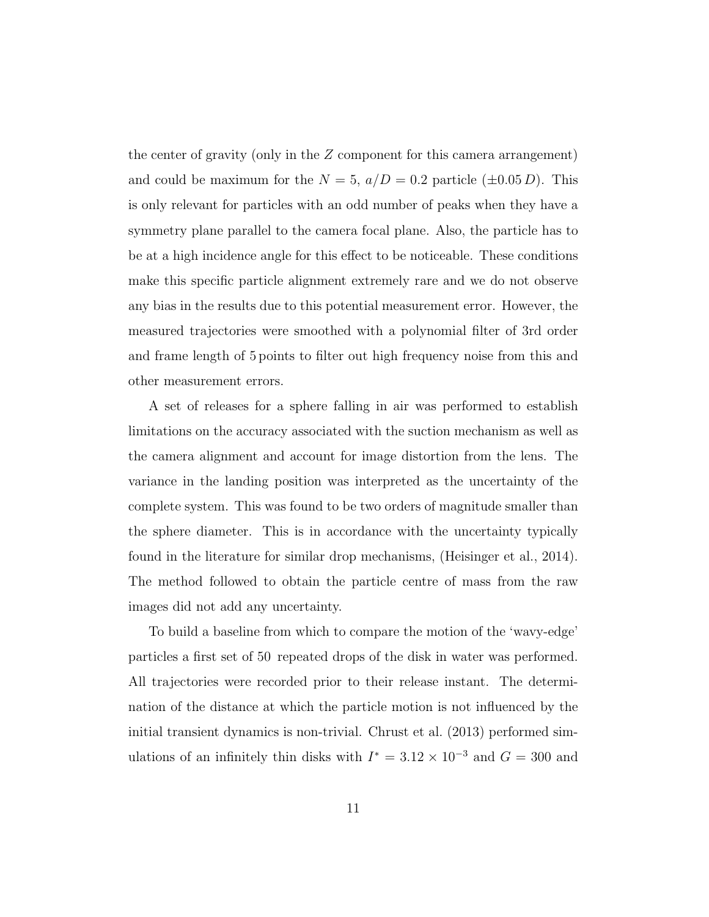the center of gravity (only in the $Z$ component for this camera arrangement) and could be maximum for the $N = 5$, $a/D = 0.2$ particle ($\pm 0.05\,D$). This is only relevant for particles with an odd number of peaks when they have a symmetry plane parallel to the camera focal plane. Also, the particle has to be at a high incidence angle for this effect to be noticeable. These conditions make this specific particle alignment extremely rare and we do not observe any bias in the results due to this potential measurement error. However, the measured trajectories were smoothed with a polynomial filter of 3rd order and frame length of 5 points to filter out high frequency noise from this and other measurement errors.

A set of releases for a sphere falling in air was performed to establish limitations on the accuracy associated with the suction mechanism as well as the camera alignment and account for image distortion from the lens. The variance in the landing position was interpreted as the uncertainty of the complete system. This was found to be two orders of magnitude smaller than the sphere diameter. This is in accordance with the uncertainty typically found in the literature for similar drop mechanisms, (Heisinger et al., 2014). The method followed to obtain the particle centre of mass from the raw images did not add any uncertainty.

To build a baseline from which to compare the motion of the 'wavy-edge' particles a first set of 50 repeated drops of the disk in water was performed. All trajectories were recorded prior to their release instant. The determination of the distance at which the particle motion is not influenced by the initial transient dynamics is non-trivial. Chrust et al. (2013) performed simulations of an infinitely thin disks with $I^* = 3.12 \times 10^{-3}$ and $G = 300$ and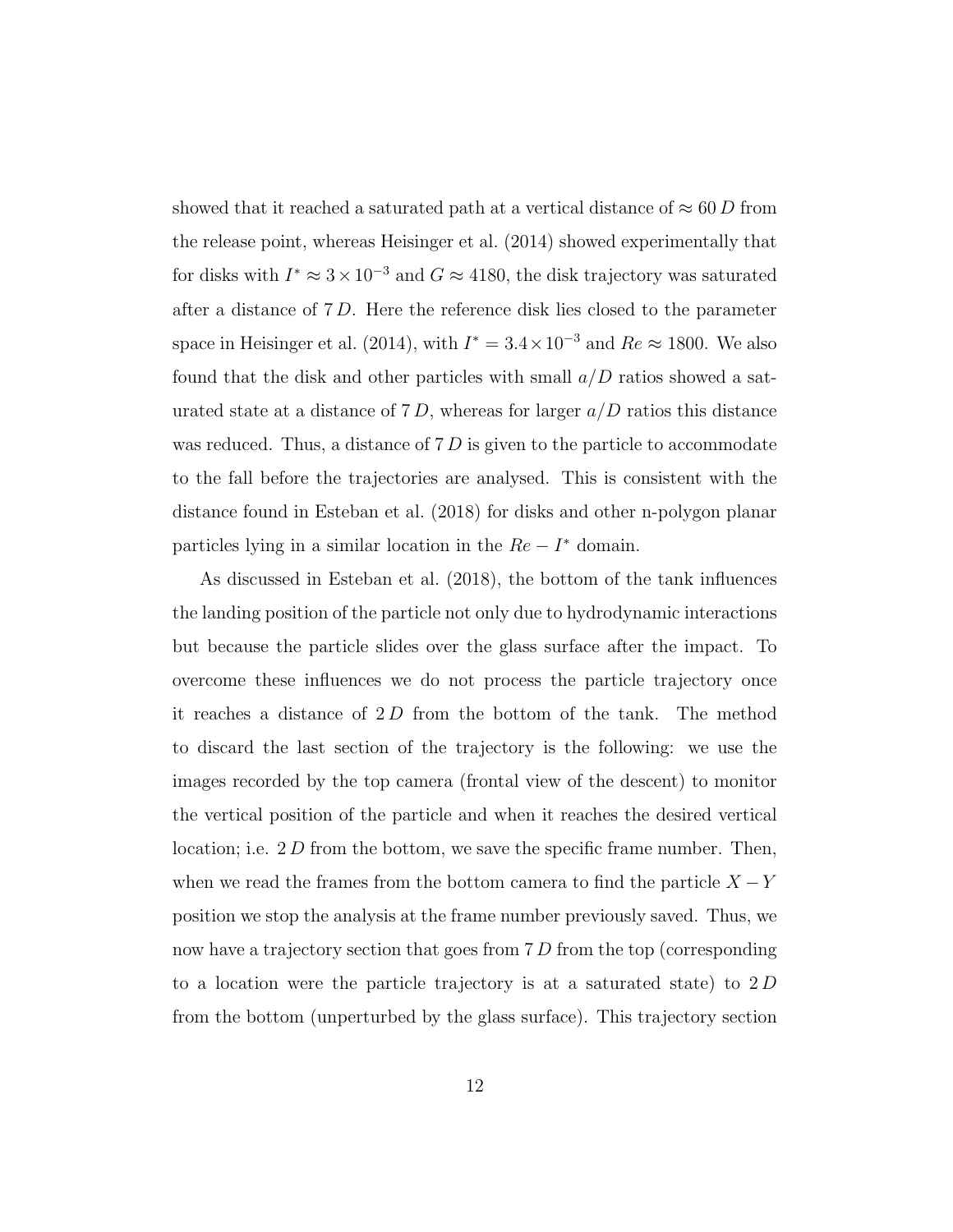showed that it reached a saturated path at a vertical distance of $\approx 60\,D$ from the release point, whereas Heisinger et al. (2014) showed experimentally that for disks with $I^* \approx 3 \times 10^{-3}$ and $G \approx 4180$, the disk trajectory was saturated after a distance of $7\,D$. Here the reference disk lies closed to the parameter space in Heisinger et al. (2014), with $I^* = 3.4 \times 10^{-3}$ and $Re \approx 1800$. We also found that the disk and other particles with small $a/D$ ratios showed a saturated state at a distance of $7\,D$, whereas for larger $a/D$ ratios this distance was reduced. Thus, a distance of $7\,D$ is given to the particle to accommodate to the fall before the trajectories are analysed. This is consistent with the distance found in Esteban et al. (2018) for disks and other n-polygon planar particles lying in a similar location in the $Re - I^*$ domain.

As discussed in Esteban et al. (2018), the bottom of the tank influences the landing position of the particle not only due to hydrodynamic interactions but because the particle slides over the glass surface after the impact. To overcome these influences we do not process the particle trajectory once it reaches a distance of $2\,D$ from the bottom of the tank. The method to discard the last section of the trajectory is the following: we use the images recorded by the top camera (frontal view of the descent) to monitor the vertical position of the particle and when it reaches the desired vertical location; i.e. $2\,D$ from the bottom, we save the specific frame number. Then, when we read the frames from the bottom camera to find the particle $X - Y$ position we stop the analysis at the frame number previously saved. Thus, we now have a trajectory section that goes from $7\,D$ from the top (corresponding to a location were the particle trajectory is at a saturated state) to $2\,D$ from the bottom (unperturbed by the glass surface). This trajectory section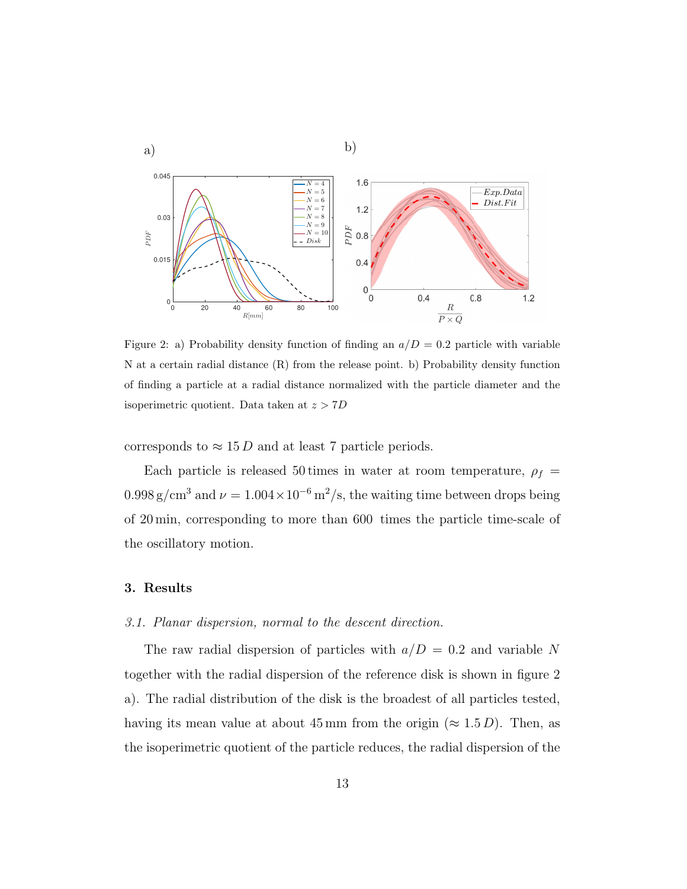Figure 2: a) Probability density function of finding an $a/D = 0.2$ particle with variable N at a certain radial distance (R) from the release point. b) Probability density function of finding a particle at a radial distance normalized with the particle diameter and the isoperimetric quotient. Data taken at $z > 7D$

corresponds to $\approx 15\,D$ and at least 7 particle periods.

Each particle is released 50 times in water at room temperature, $\rho_f = 0.998\,\mathrm{g/cm^3}$ and $\nu = 1.004 \times 10^{-6}\,\mathrm{m^2/s}$, the waiting time between drops being of 20 min, corresponding to more than 600 times the particle time-scale of the oscillatory motion.

## 3. Results

### 3.1. Planar dispersion, normal to the descent direction.

The raw radial dispersion of particles with $a/D = 0.2$ and variable $N$ together with the radial dispersion of the reference disk is shown in figure 2 a). The radial distribution of the disk is the broadest of all particles tested, having its mean value at about 45 mm from the origin ($\approx 1.5\,D$). Then, as the isoperimetric quotient of the particle reduces, the radial dispersion of the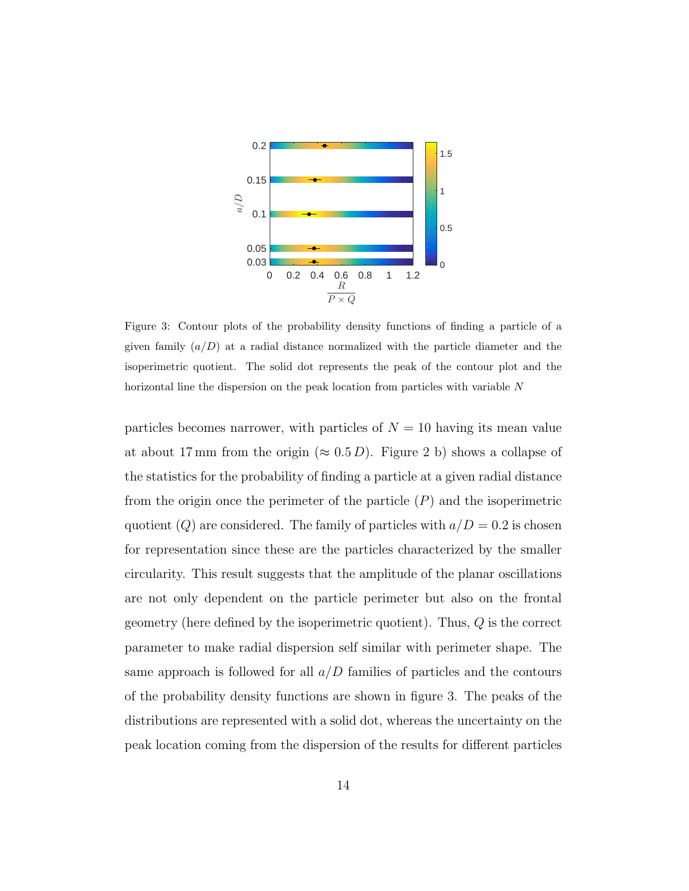Figure 3: Contour plots of the probability density functions of finding a particle of a given family ($a/D$) at a radial distance normalized with the particle diameter and the isoperimetric quotient. The solid dot represents the peak of the contour plot and the horizontal line the dispersion on the peak location from particles with variable $N$

particles becomes narrower, with particles of $N = 10$ having its mean value at about 17 mm from the origin ($\approx 0.5\,D$). Figure 2 b) shows a collapse of the statistics for the probability of finding a particle at a given radial distance from the origin once the perimeter of the particle ($P$) and the isoperimetric quotient ($Q$) are considered. The family of particles with $a/D = 0.2$ is chosen for representation since these are the particles characterized by the smaller circularity. This result suggests that the amplitude of the planar oscillations are not only dependent on the particle perimeter but also on the frontal geometry (here defined by the isoperimetric quotient). Thus, $Q$ is the correct parameter to make radial dispersion self similar with perimeter shape. The same approach is followed for all $a/D$ families of particles and the contours of the probability density functions are shown in figure 3. The peaks of the distributions are represented with a solid dot, whereas the uncertainty on the peak location coming from the dispersion of the results for different particles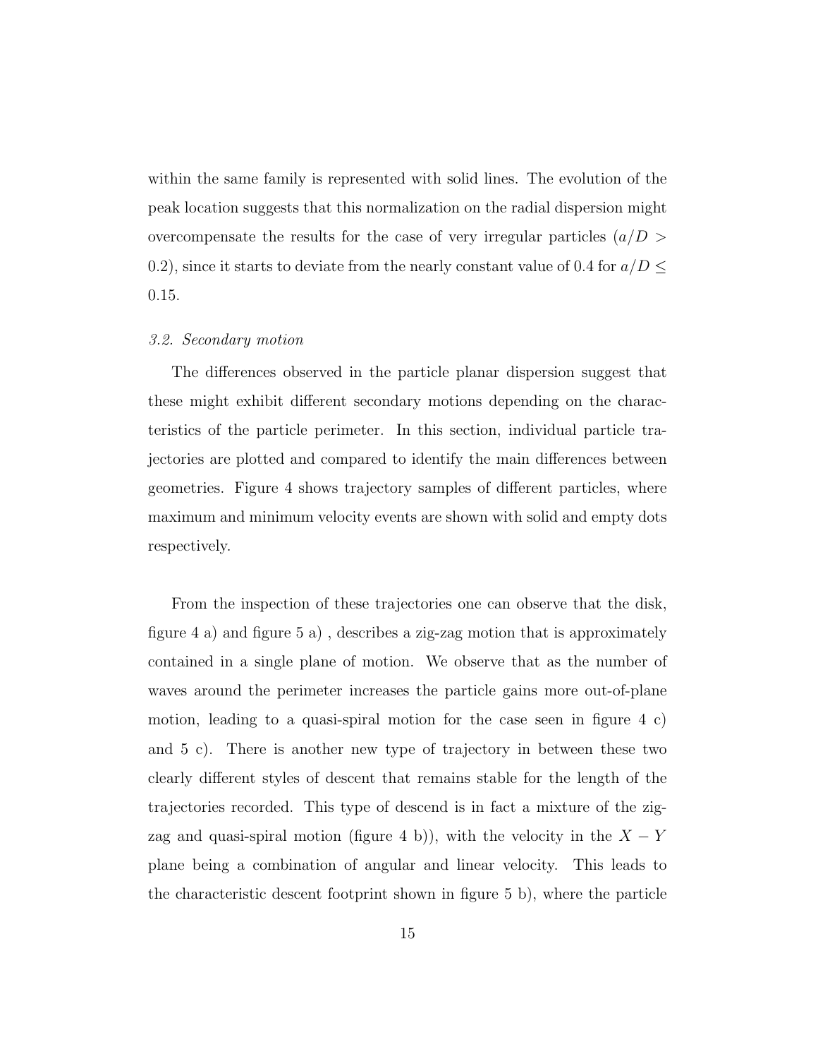within the same family is represented with solid lines. The evolution of the peak location suggests that this normalization on the radial dispersion might overcompensate the results for the case of very irregular particles ($a/D > 0.2$), since it starts to deviate from the nearly constant value of 0.4 for $a/D \leq 0.15$.

### *3.2. Secondary motion*

The differences observed in the particle planar dispersion suggest that these might exhibit different secondary motions depending on the characteristics of the particle perimeter. In this section, individual particle trajectories are plotted and compared to identify the main differences between geometries. Figure 4 shows trajectory samples of different particles, where maximum and minimum velocity events are shown with solid and empty dots respectively.

From the inspection of these trajectories one can observe that the disk, figure 4 a) and figure 5 a) , describes a zig-zag motion that is approximately contained in a single plane of motion. We observe that as the number of waves around the perimeter increases the particle gains more out-of-plane motion, leading to a quasi-spiral motion for the case seen in figure 4 c) and 5 c). There is another new type of trajectory in between these two clearly different styles of descent that remains stable for the length of the trajectories recorded. This type of descend is in fact a mixture of the zig-zag and quasi-spiral motion (figure 4 b)), with the velocity in the $X-Y$ plane being a combination of angular and linear velocity. This leads to the characteristic descent footprint shown in figure 5 b), where the particle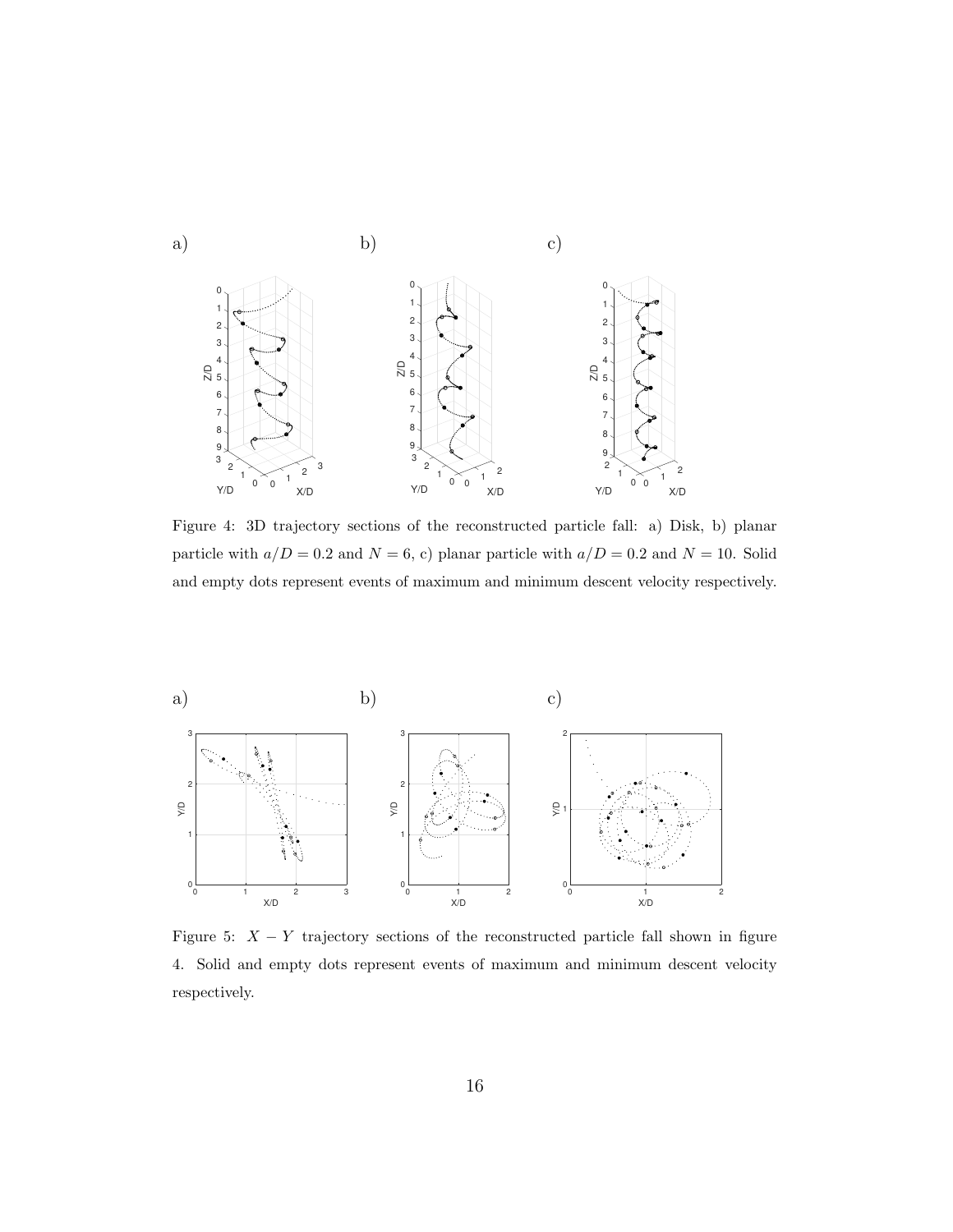Figure 4: 3D trajectory sections of the reconstructed particle fall: a) Disk, b) planar particle with $a/D = 0.2$ and $N = 6$, c) planar particle with $a/D = 0.2$ and $N = 10$. Solid and empty dots represent events of maximum and minimum descent velocity respectively.

Figure 5: $X - Y$ trajectory sections of the reconstructed particle fall shown in figure 4. Solid and empty dots represent events of maximum and minimum descent velocity respectively.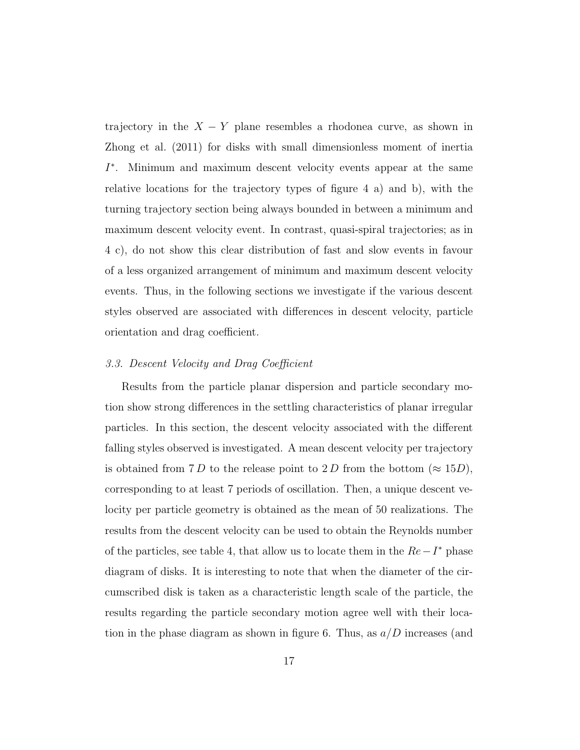trajectory in the $X-Y$ plane resembles a rhodonea curve, as shown in Zhong et al. (2011) for disks with small dimensionless moment of inertia $I^*$. Minimum and maximum descent velocity events appear at the same relative locations for the trajectory types of figure 4 a) and b), with the turning trajectory section being always bounded in between a minimum and maximum descent velocity event. In contrast, quasi-spiral trajectories; as in 4 c), do not show this clear distribution of fast and slow events in favour of a less organized arrangement of minimum and maximum descent velocity events. Thus, in the following sections we investigate if the various descent styles observed are associated with differences in descent velocity, particle orientation and drag coefficient.

### *3.3. Descent Velocity and Drag Coefficient*

Results from the particle planar dispersion and particle secondary motion show strong differences in the settling characteristics of planar irregular particles. In this section, the descent velocity associated with the different falling styles observed is investigated. A mean descent velocity per trajectory is obtained from $7\,D$ to the release point to $2\,D$ from the bottom ($\approx 15D$), corresponding to at least 7 periods of oscillation. Then, a unique descent velocity per particle geometry is obtained as the mean of 50 realizations. The results from the descent velocity can be used to obtain the Reynolds number of the particles, see table 4, that allow us to locate them in the $Re-I^*$ phase diagram of disks. It is interesting to note that when the diameter of the circumscribed disk is taken as a characteristic length scale of the particle, the results regarding the particle secondary motion agree well with their location in the phase diagram as shown in figure 6. Thus, as $a/D$ increases (and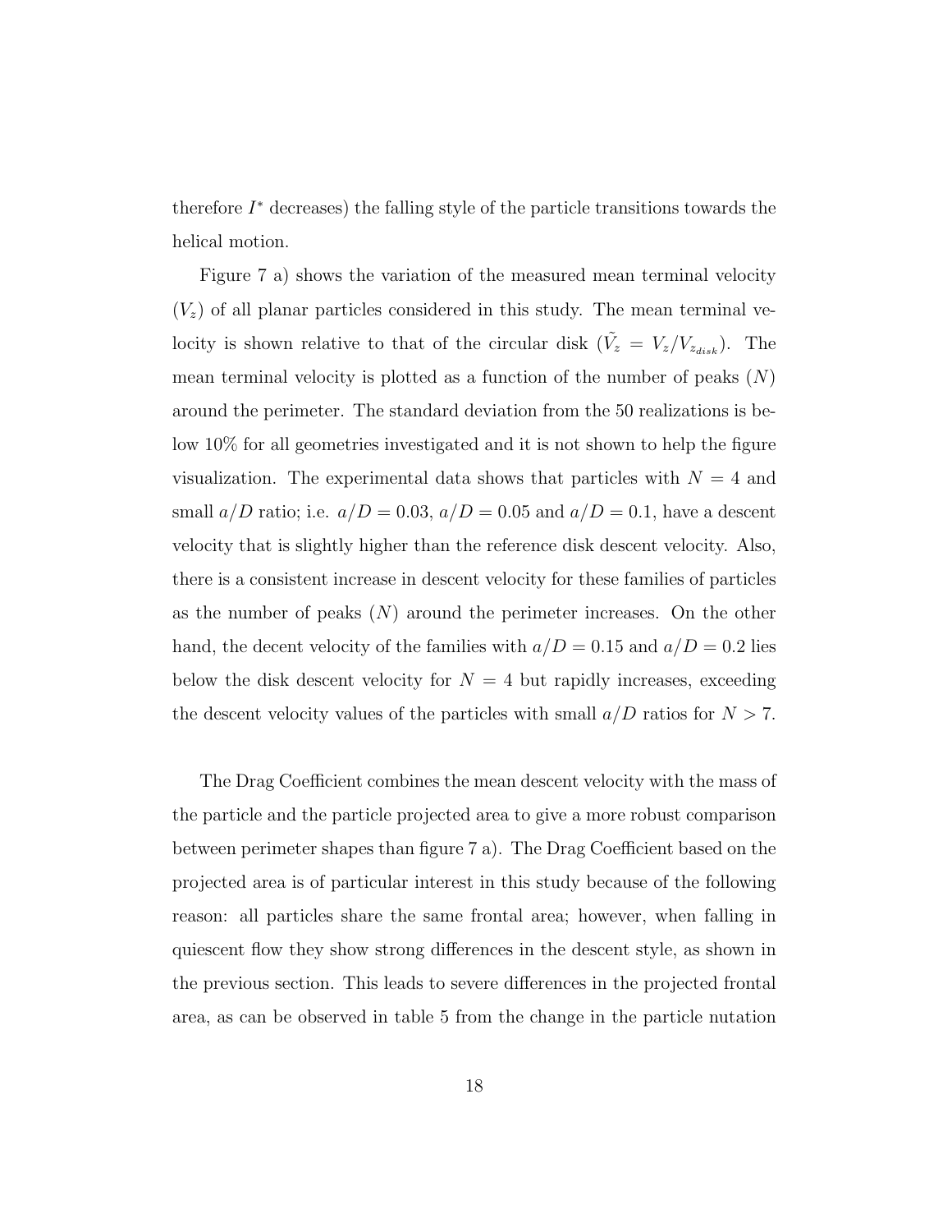therefore $I^*$ decreases) the falling style of the particle transitions towards the helical motion.

Figure 7 a) shows the variation of the measured mean terminal velocity ($V_z$) of all planar particles considered in this study. The mean terminal velocity is shown relative to that of the circular disk ($\tilde{V_z} = V_z/V_{z_{disk}}$). The mean terminal velocity is plotted as a function of the number of peaks ($N$) around the perimeter. The standard deviation from the 50 realizations is below 10% for all geometries investigated and it is not shown to help the figure visualization. The experimental data shows that particles with $N = 4$ and small $a/D$ ratio; i.e. $a/D = 0.03$, $a/D = 0.05$ and $a/D = 0.1$, have a descent velocity that is slightly higher than the reference disk descent velocity. Also, there is a consistent increase in descent velocity for these families of particles as the number of peaks ($N$) around the perimeter increases. On the other hand, the decent velocity of the families with $a/D = 0.15$ and $a/D = 0.2$ lies below the disk descent velocity for $N = 4$ but rapidly increases, exceeding the descent velocity values of the particles with small $a/D$ ratios for $N > 7$.

The Drag Coefficient combines the mean descent velocity with the mass of the particle and the particle projected area to give a more robust comparison between perimeter shapes than figure 7 a). The Drag Coefficient based on the projected area is of particular interest in this study because of the following reason: all particles share the same frontal area; however, when falling in quiescent flow they show strong differences in the descent style, as shown in the previous section. This leads to severe differences in the projected frontal area, as can be observed in table 5 from the change in the particle nutation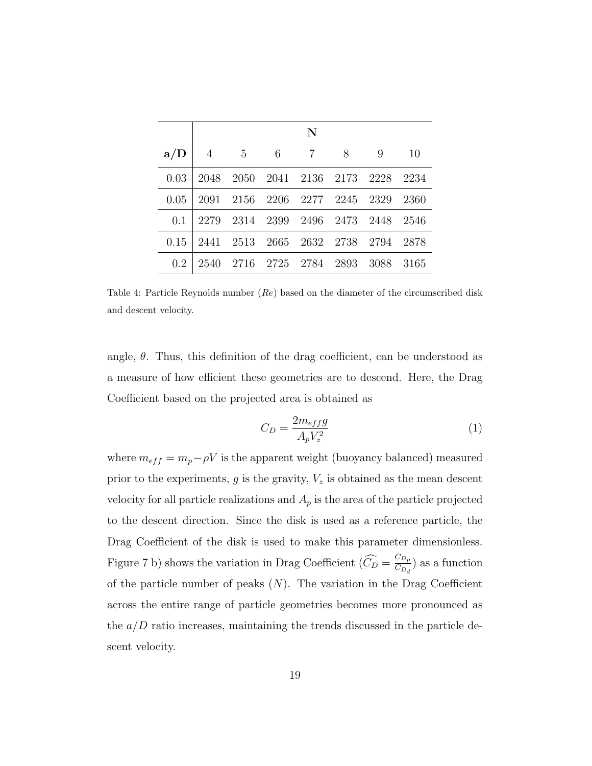| | **N** | | | | | | |
|---|---|---|---|---|---|---|---|
| **a/D** | 4 | 5 | 6 | 7 | 8 | 9 | 10 |
| 0.03 | 2048 | 2050 | 2041 | 2136 | 2173 | 2228 | 2234 |
| 0.05 | 2091 | 2156 | 2206 | 2277 | 2245 | 2329 | 2360 |
| 0.1 | 2279 | 2314 | 2399 | 2496 | 2473 | 2448 | 2546 |
| 0.15 | 2441 | 2513 | 2665 | 2632 | 2738 | 2794 | 2878 |
| 0.2 | 2540 | 2716 | 2725 | 2784 | 2893 | 3088 | 3165 |

Table 4: Particle Reynolds number ($Re$) based on the diameter of the circumscribed disk and descent velocity.

angle, $\theta$. Thus, this definition of the drag coefficient, can be understood as a measure of how efficient these geometries are to descend. Here, the Drag Coefficient based on the projected area is obtained as

$$C_D = \frac{2m_{eff}g}{A_p V_z^2} \tag{1}$$

where $m_{eff} = m_p - \rho V$ is the apparent weight (buoyancy balanced) measured prior to the experiments, $g$ is the gravity, $V_z$ is obtained as the mean descent velocity for all particle realizations and $A_p$ is the area of the particle projected to the descent direction. Since the disk is used as a reference particle, the Drag Coefficient of the disk is used to make this parameter dimensionless. Figure 7 b) shows the variation in Drag Coefficient ($\widehat{C_D} = \frac{C_{D_p}}{C_{D_d}}$) as a function of the particle number of peaks ($N$). The variation in the Drag Coefficient across the entire range of particle geometries becomes more pronounced as the $a/D$ ratio increases, maintaining the trends discussed in the particle descent velocity.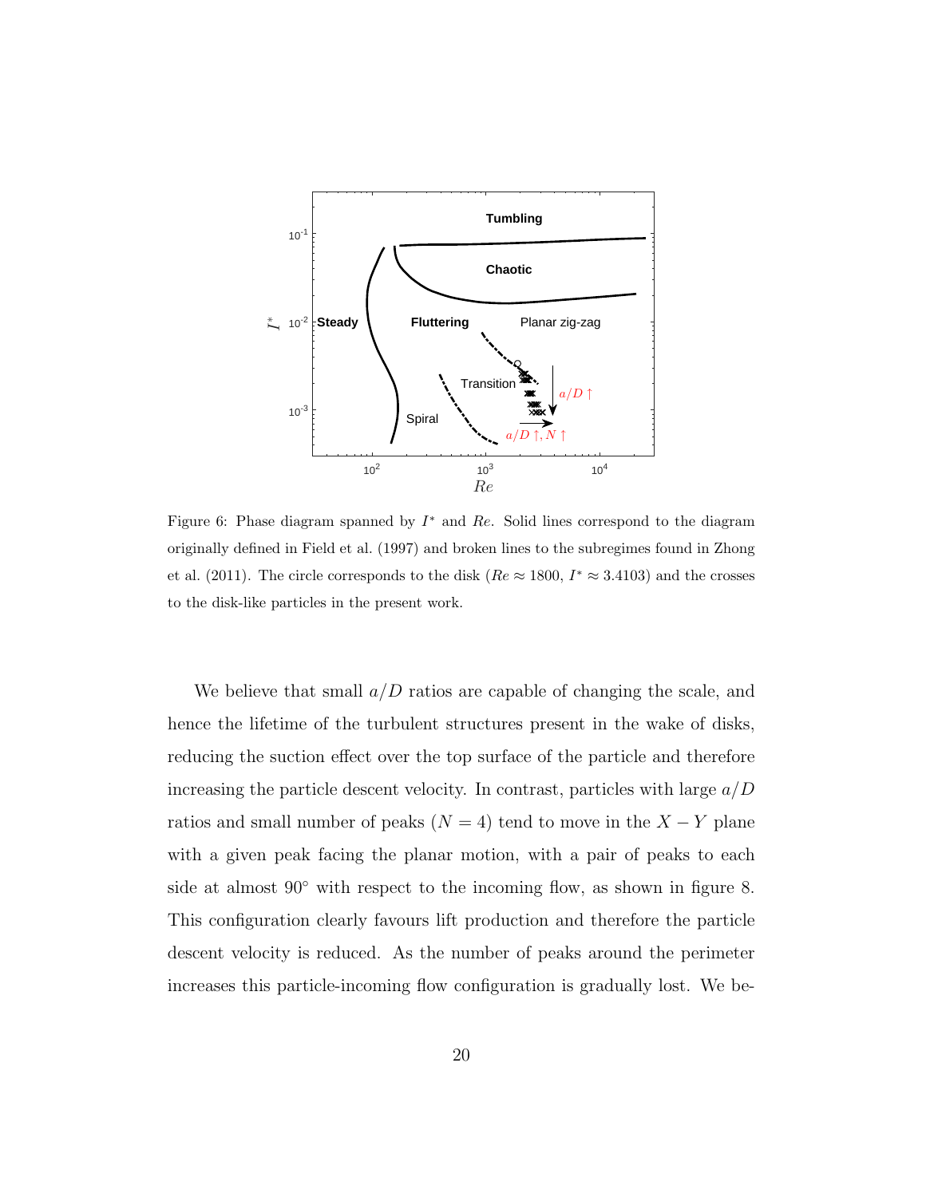Figure 6: Phase diagram spanned by $I^*$ and $Re$. Solid lines correspond to the diagram originally defined in Field et al. (1997) and broken lines to the subregimes found in Zhong et al. (2011). The circle corresponds to the disk ($Re \approx 1800$, $I^* \approx 3.4103$) and the crosses to the disk-like particles in the present work.

We believe that small $a/D$ ratios are capable of changing the scale, and hence the lifetime of the turbulent structures present in the wake of disks, reducing the suction effect over the top surface of the particle and therefore increasing the particle descent velocity. In contrast, particles with large $a/D$ ratios and small number of peaks ($N = 4$) tend to move in the $X - Y$ plane with a given peak facing the planar motion, with a pair of peaks to each side at almost $90^\circ$ with respect to the incoming flow, as shown in figure 8. This configuration clearly favours lift production and therefore the particle descent velocity is reduced. As the number of peaks around the perimeter increases this particle-incoming flow configuration is gradually lost. We be-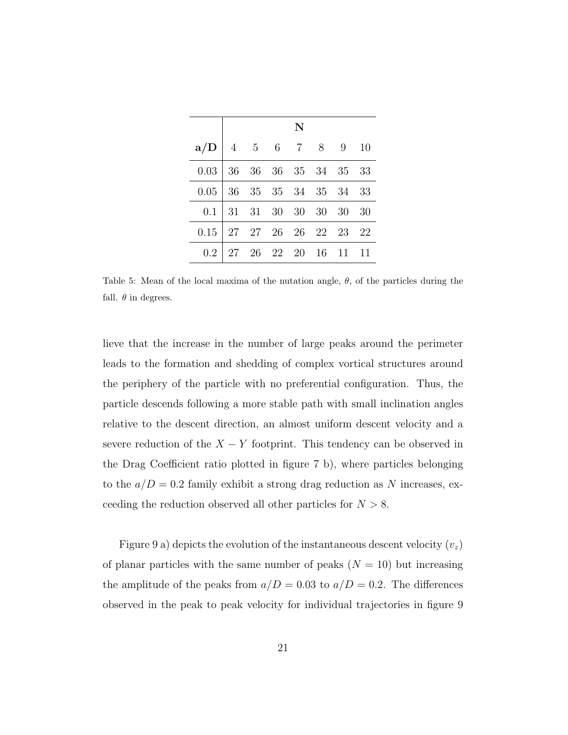| **a/D** | **N** | | | | | | |
|---|---|---|---|---|---|---|---|
| | 4 | 5 | 6 | 7 | 8 | 9 | 10 |
| 0.03 | 36 | 36 | 36 | 35 | 34 | 35 | 33 |
| 0.05 | 36 | 35 | 35 | 34 | 35 | 34 | 33 |
| 0.1 | 31 | 31 | 30 | 30 | 30 | 30 | 30 |
| 0.15 | 27 | 27 | 26 | 26 | 22 | 23 | 22 |
| 0.2 | 27 | 26 | 22 | 20 | 16 | 11 | 11 |

Table 5: Mean of the local maxima of the nutation angle, $\theta$, of the particles during the fall. $\theta$ in degrees.

lieve that the increase in the number of large peaks around the perimeter leads to the formation and shedding of complex vortical structures around the periphery of the particle with no preferential configuration. Thus, the particle descends following a more stable path with small inclination angles relative to the descent direction, an almost uniform descent velocity and a severe reduction of the $X-Y$ footprint. This tendency can be observed in the Drag Coefficient ratio plotted in figure 7 b), where particles belonging to the $a/D = 0.2$ family exhibit a strong drag reduction as $N$ increases, exceeding the reduction observed all other particles for $N > 8$.

Figure 9 a) depicts the evolution of the instantaneous descent velocity ($v_z$) of planar particles with the same number of peaks ($N = 10$) but increasing the amplitude of the peaks from $a/D = 0.03$ to $a/D = 0.2$. The differences observed in the peak to peak velocity for individual trajectories in figure 9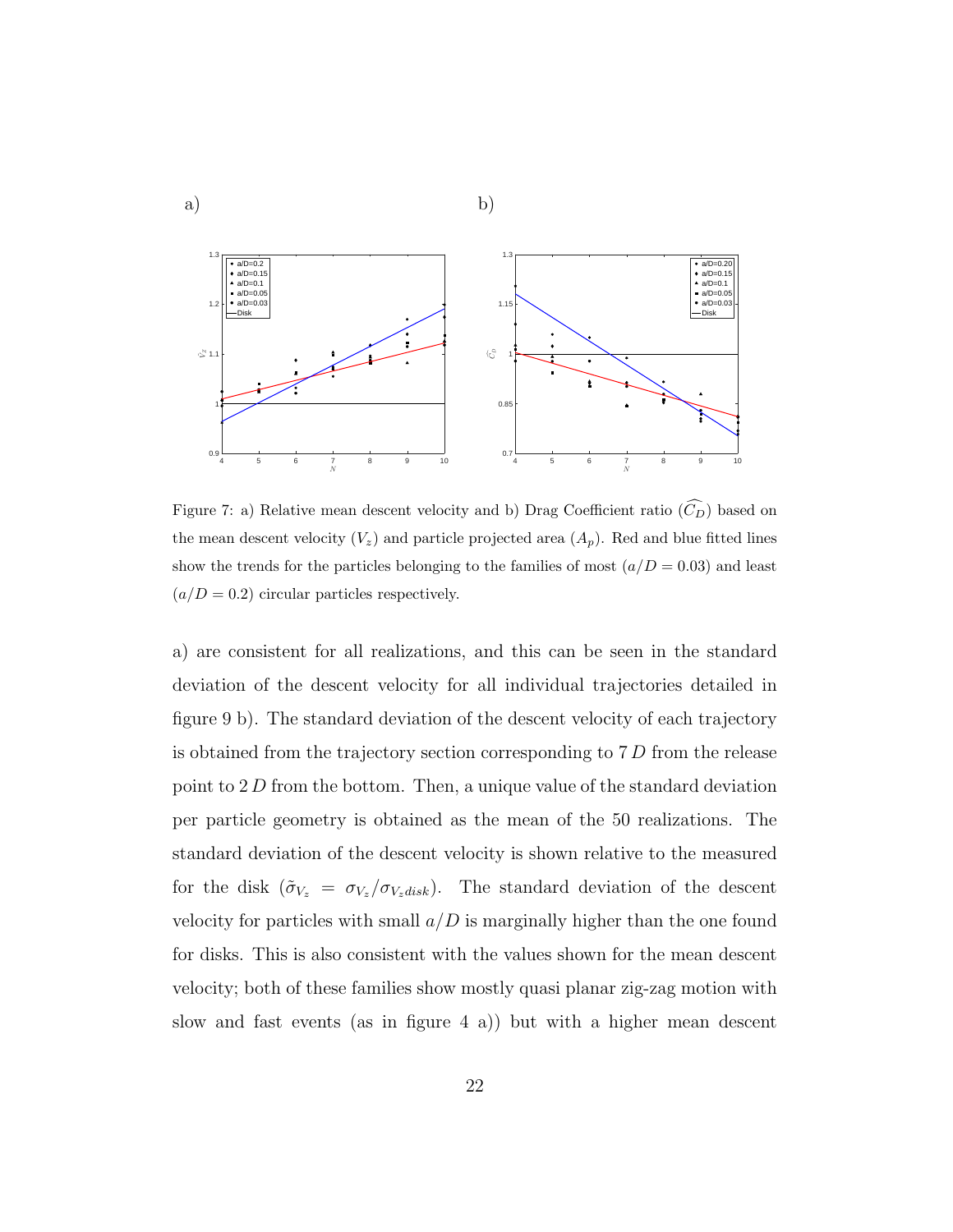a) b)

Figure 7: a) Relative mean descent velocity and b) Drag Coefficient ratio ($\widehat{C_D}$) based on the mean descent velocity ($V_z$) and particle projected area ($A_p$). Red and blue fitted lines show the trends for the particles belonging to the families of most ($a/D = 0.03$) and least ($a/D = 0.2$) circular particles respectively.

a) are consistent for all realizations, and this can be seen in the standard deviation of the descent velocity for all individual trajectories detailed in figure 9 b). The standard deviation of the descent velocity of each trajectory is obtained from the trajectory section corresponding to $7\,D$ from the release point to $2\,D$ from the bottom. Then, a unique value of the standard deviation per particle geometry is obtained as the mean of the 50 realizations. The standard deviation of the descent velocity is shown relative to the measured for the disk ($\tilde{\sigma}_{V_z} = \sigma_{V_z}/\sigma_{V_z disk}$). The standard deviation of the descent velocity for particles with small $a/D$ is marginally higher than the one found for disks. This is also consistent with the values shown for the mean descent velocity; both of these families show mostly quasi planar zig-zag motion with slow and fast events (as in figure 4 a)) but with a higher mean descent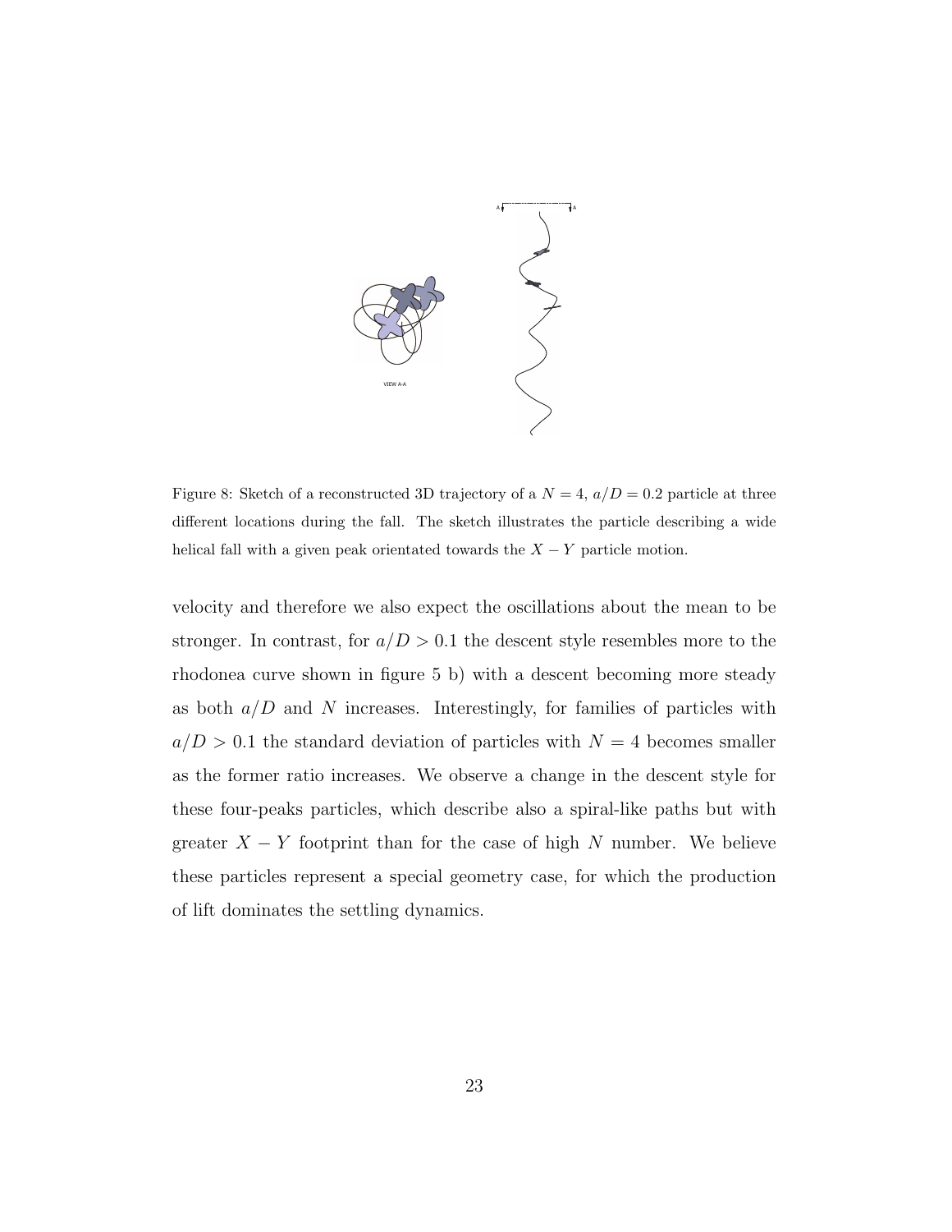Figure 8: Sketch of a reconstructed 3D trajectory of a $N = 4$, $a/D = 0.2$ particle at three different locations during the fall. The sketch illustrates the particle describing a wide helical fall with a given peak orientated towards the $X - Y$ particle motion.

velocity and therefore we also expect the oscillations about the mean to be stronger. In contrast, for $a/D > 0.1$ the descent style resembles more to the rhodonea curve shown in figure 5 b) with a descent becoming more steady as both $a/D$ and $N$ increases. Interestingly, for families of particles with $a/D > 0.1$ the standard deviation of particles with $N = 4$ becomes smaller as the former ratio increases. We observe a change in the descent style for these four-peaks particles, which describe also a spiral-like paths but with greater $X - Y$ footprint than for the case of high $N$ number. We believe these particles represent a special geometry case, for which the production of lift dominates the settling dynamics.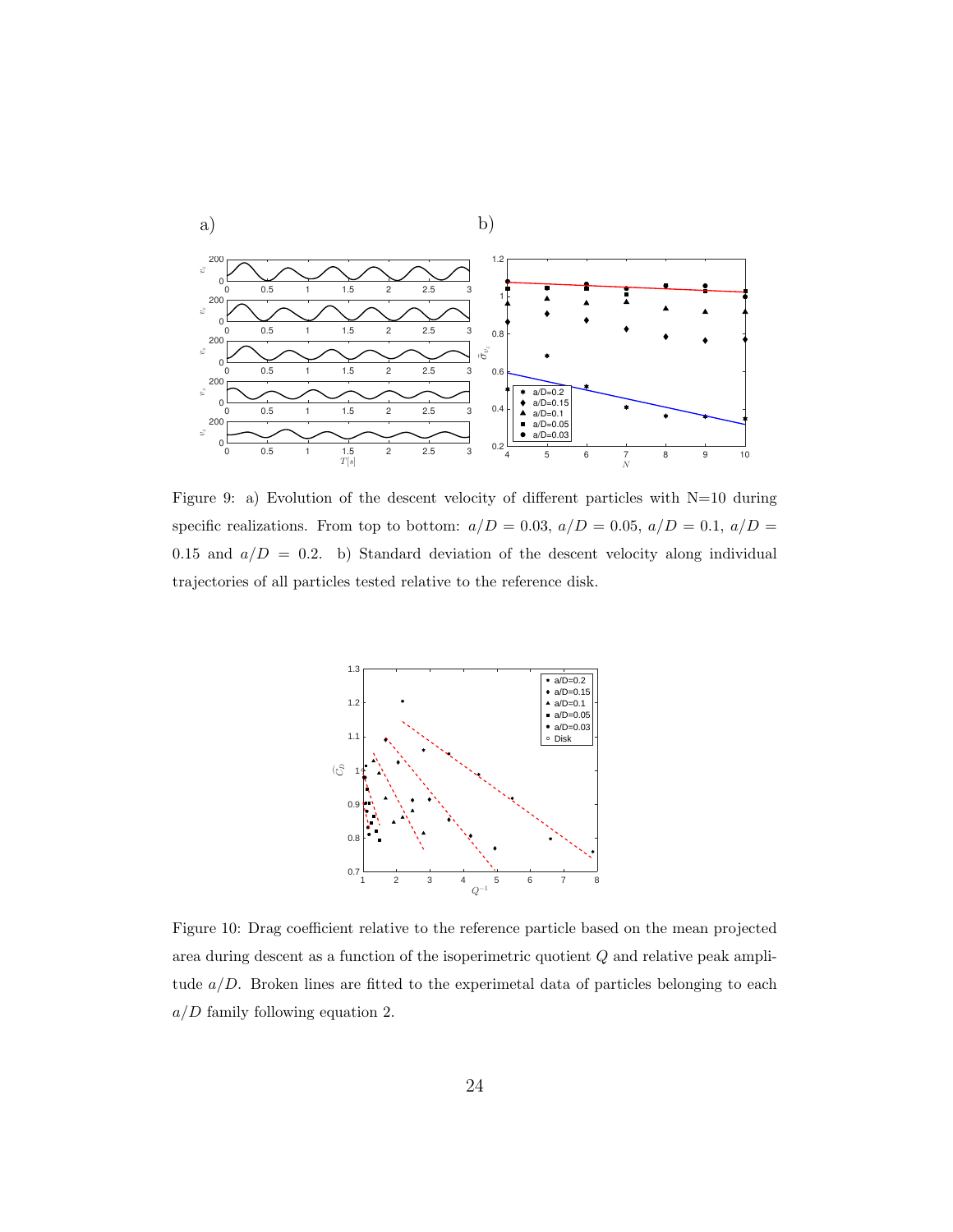Figure 9: a) Evolution of the descent velocity of different particles with N=10 during specific realizations. From top to bottom: $a/D = 0.03$, $a/D = 0.05$, $a/D = 0.1$, $a/D = 0.15$ and $a/D = 0.2$. b) Standard deviation of the descent velocity along individual trajectories of all particles tested relative to the reference disk.

Figure 10: Drag coefficient relative to the reference particle based on the mean projected area during descent as a function of the isoperimetric quotient $Q$ and relative peak amplitude $a/D$. Broken lines are fitted to the experimetal data of particles belonging to each $a/D$ family following equation 2.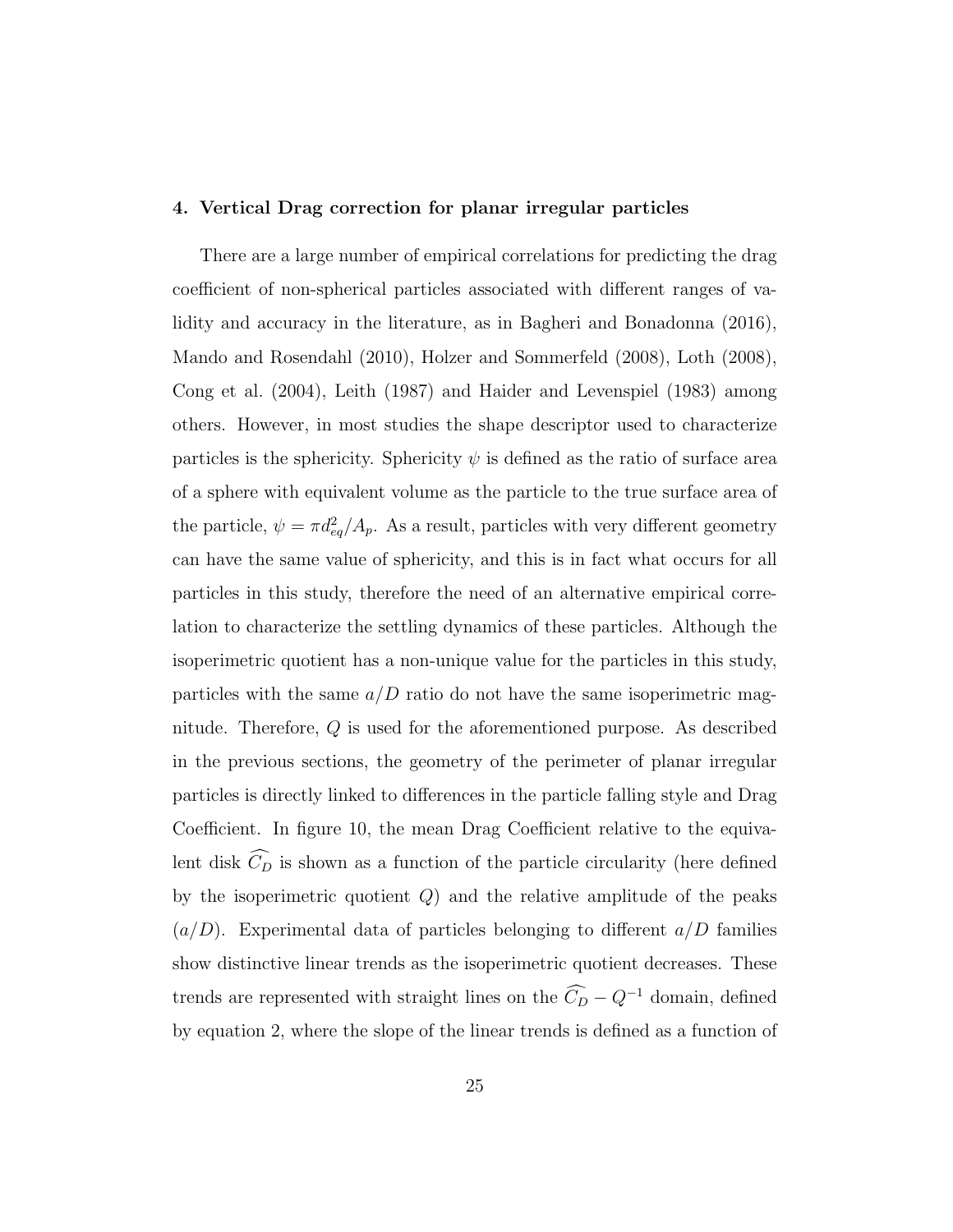## 4. Vertical Drag correction for planar irregular particles

There are a large number of empirical correlations for predicting the drag coefficient of non-spherical particles associated with different ranges of validity and accuracy in the literature, as in Bagheri and Bonadonna (2016), Mando and Rosendahl (2010), Holzer and Sommerfeld (2008), Loth (2008), Cong et al. (2004), Leith (1987) and Haider and Levenspiel (1983) among others. However, in most studies the shape descriptor used to characterize particles is the sphericity. Sphericity $\psi$ is defined as the ratio of surface area of a sphere with equivalent volume as the particle to the true surface area of the particle, $\psi = \pi d_{eq}^2 / A_p$. As a result, particles with very different geometry can have the same value of sphericity, and this is in fact what occurs for all particles in this study, therefore the need of an alternative empirical correlation to characterize the settling dynamics of these particles. Although the isoperimetric quotient has a non-unique value for the particles in this study, particles with the same $a/D$ ratio do not have the same isoperimetric magnitude. Therefore, $Q$ is used for the aforementioned purpose. As described in the previous sections, the geometry of the perimeter of planar irregular particles is directly linked to differences in the particle falling style and Drag Coefficient. In figure 10, the mean Drag Coefficient relative to the equivalent disk $\widehat{C_D}$ is shown as a function of the particle circularity (here defined by the isoperimetric quotient $Q$) and the relative amplitude of the peaks ($a/D$). Experimental data of particles belonging to different $a/D$ families show distinctive linear trends as the isoperimetric quotient decreases. These trends are represented with straight lines on the $\widehat{C_D} - Q^{-1}$ domain, defined by equation 2, where the slope of the linear trends is defined as a function of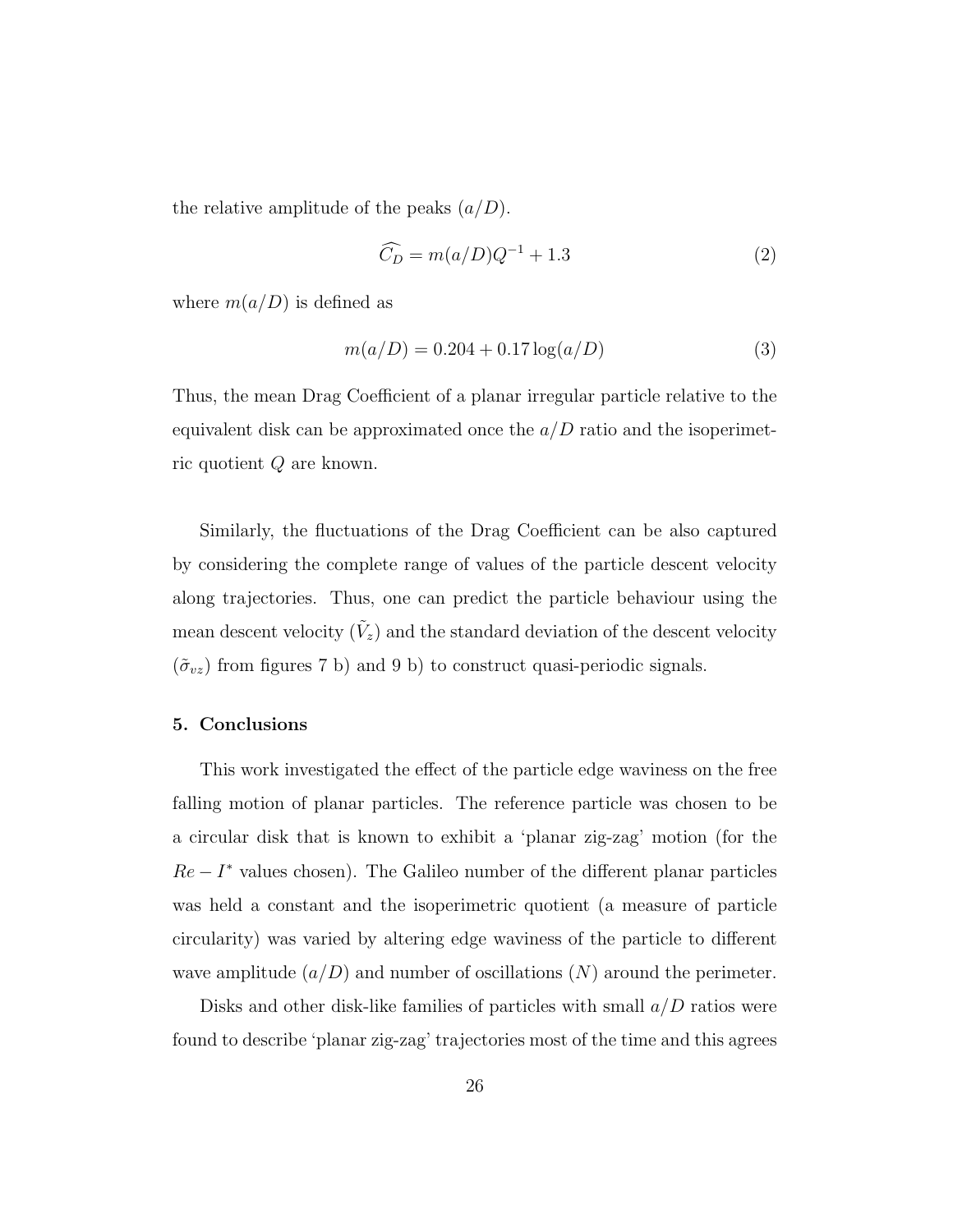the relative amplitude of the peaks $(a/D)$.

$$\widehat{C_D} = m(a/D)Q^{-1} + 1.3 \tag{2}$$

where $m(a/D)$ is defined as

$$m(a/D) = 0.204 + 0.17\log(a/D) \tag{3}$$

Thus, the mean Drag Coefficient of a planar irregular particle relative to the equivalent disk can be approximated once the $a/D$ ratio and the isoperimetric quotient $Q$ are known.

Similarly, the fluctuations of the Drag Coefficient can be also captured by considering the complete range of values of the particle descent velocity along trajectories. Thus, one can predict the particle behaviour using the mean descent velocity $(\tilde{V}_z)$ and the standard deviation of the descent velocity $(\tilde{\sigma}_{vz})$ from figures 7 b) and 9 b) to construct quasi-periodic signals.

## 5. Conclusions

This work investigated the effect of the particle edge waviness on the free falling motion of planar particles. The reference particle was chosen to be a circular disk that is known to exhibit a 'planar zig-zag' motion (for the $Re - I^*$ values chosen). The Galileo number of the different planar particles was held a constant and the isoperimetric quotient (a measure of particle circularity) was varied by altering edge waviness of the particle to different wave amplitude $(a/D)$ and number of oscillations $(N)$ around the perimeter.

Disks and other disk-like families of particles with small $a/D$ ratios were found to describe 'planar zig-zag' trajectories most of the time and this agrees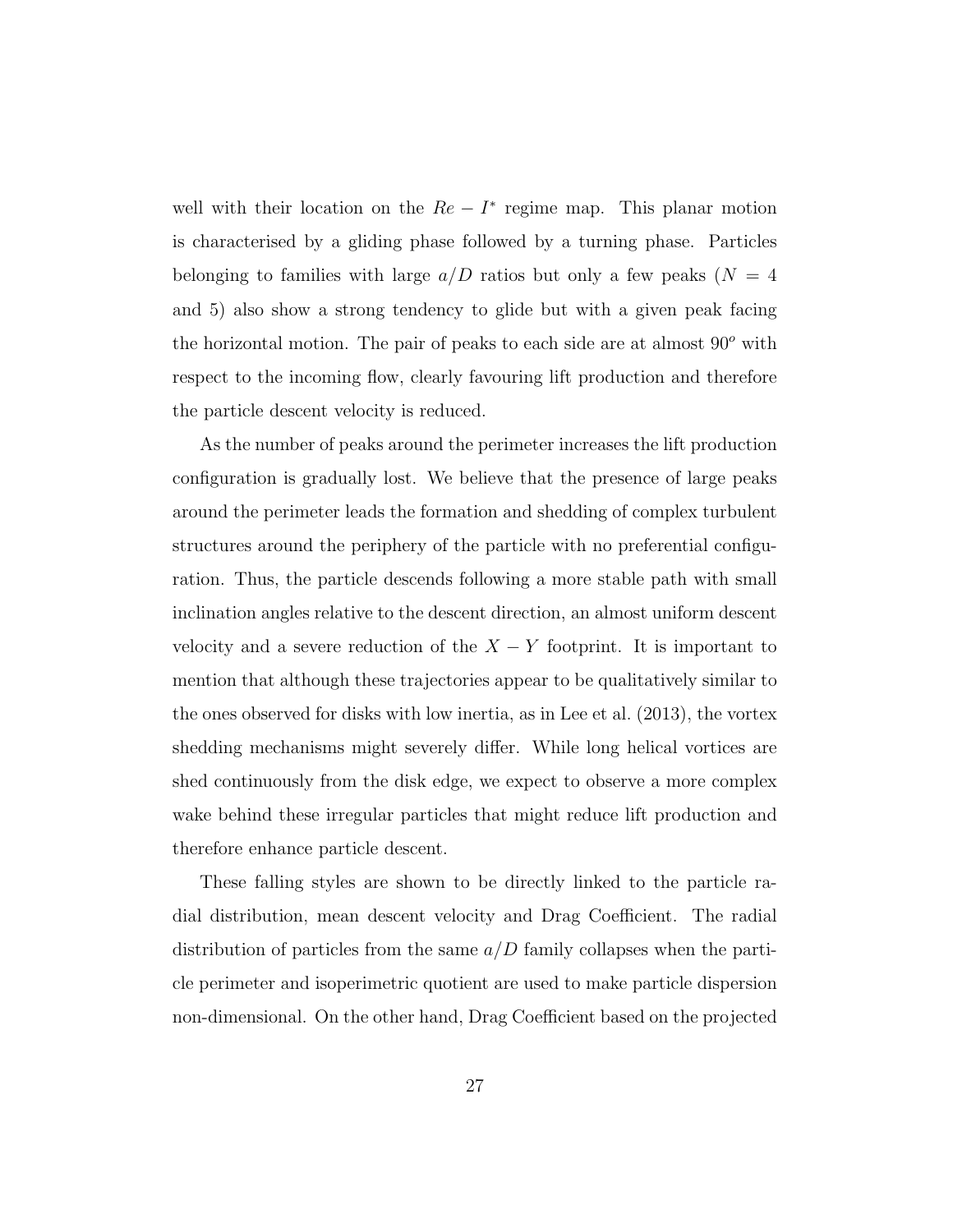well with their location on the $Re - I^*$ regime map. This planar motion is characterised by a gliding phase followed by a turning phase. Particles belonging to families with large $a/D$ ratios but only a few peaks ($N = 4$ and 5) also show a strong tendency to glide but with a given peak facing the horizontal motion. The pair of peaks to each side are at almost $90^o$ with respect to the incoming flow, clearly favouring lift production and therefore the particle descent velocity is reduced.

As the number of peaks around the perimeter increases the lift production configuration is gradually lost. We believe that the presence of large peaks around the perimeter leads the formation and shedding of complex turbulent structures around the periphery of the particle with no preferential configuration. Thus, the particle descends following a more stable path with small inclination angles relative to the descent direction, an almost uniform descent velocity and a severe reduction of the $X - Y$ footprint. It is important to mention that although these trajectories appear to be qualitatively similar to the ones observed for disks with low inertia, as in Lee et al. (2013), the vortex shedding mechanisms might severely differ. While long helical vortices are shed continuously from the disk edge, we expect to observe a more complex wake behind these irregular particles that might reduce lift production and therefore enhance particle descent.

These falling styles are shown to be directly linked to the particle radial distribution, mean descent velocity and Drag Coefficient. The radial distribution of particles from the same $a/D$ family collapses when the particle perimeter and isoperimetric quotient are used to make particle dispersion non-dimensional. On the other hand, Drag Coefficient based on the projected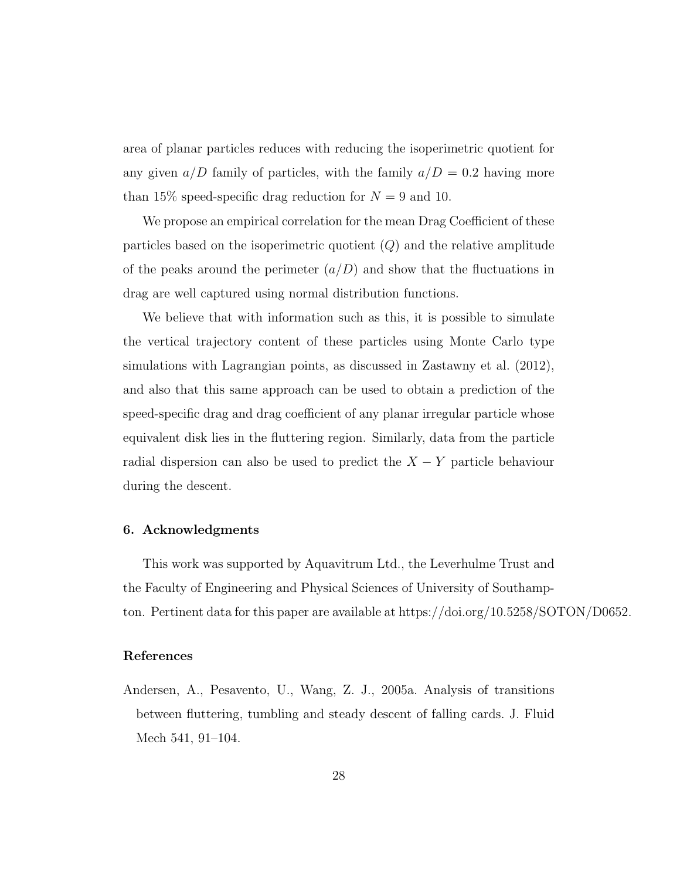area of planar particles reduces with reducing the isoperimetric quotient for any given $a/D$ family of particles, with the family $a/D = 0.2$ having more than 15% speed-specific drag reduction for $N = 9$ and 10.

We propose an empirical correlation for the mean Drag Coefficient of these particles based on the isoperimetric quotient ($Q$) and the relative amplitude of the peaks around the perimeter ($a/D$) and show that the fluctuations in drag are well captured using normal distribution functions.

We believe that with information such as this, it is possible to simulate the vertical trajectory content of these particles using Monte Carlo type simulations with Lagrangian points, as discussed in Zastawny et al. (2012), and also that this same approach can be used to obtain a prediction of the speed-specific drag and drag coefficient of any planar irregular particle whose equivalent disk lies in the fluttering region. Similarly, data from the particle radial dispersion can also be used to predict the $X - Y$ particle behaviour during the descent.

## 6. Acknowledgments

This work was supported by Aquavitrum Ltd., the Leverhulme Trust and the Faculty of Engineering and Physical Sciences of University of Southampton. Pertinent data for this paper are available at https://doi.org/10.5258/SOTON/D0652.

## References

Andersen, A., Pesavento, U., Wang, Z. J., 2005a. Analysis of transitions between fluttering, tumbling and steady descent of falling cards. J. Fluid Mech 541, 91–104.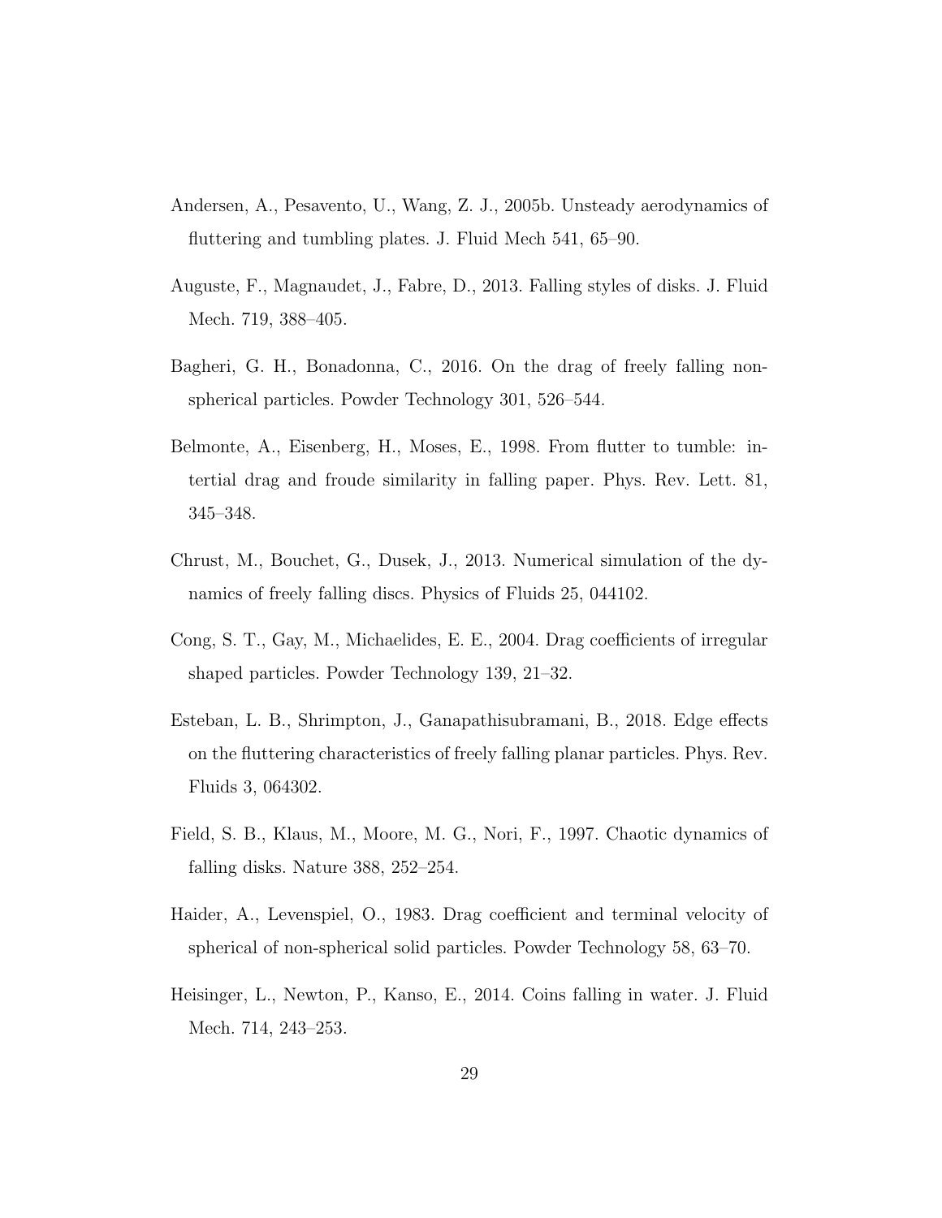Andersen, A., Pesavento, U., Wang, Z. J., 2005b. Unsteady aerodynamics of fluttering and tumbling plates. J. Fluid Mech 541, 65–90.

Auguste, F., Magnaudet, J., Fabre, D., 2013. Falling styles of disks. J. Fluid Mech. 719, 388–405.

Bagheri, G. H., Bonadonna, C., 2016. On the drag of freely falling non-spherical particles. Powder Technology 301, 526–544.

Belmonte, A., Eisenberg, H., Moses, E., 1998. From flutter to tumble: intertial drag and froude similarity in falling paper. Phys. Rev. Lett. 81, 345–348.

Chrust, M., Bouchet, G., Dusek, J., 2013. Numerical simulation of the dynamics of freely falling discs. Physics of Fluids 25, 044102.

Cong, S. T., Gay, M., Michaelides, E. E., 2004. Drag coefficients of irregular shaped particles. Powder Technology 139, 21–32.

Esteban, L. B., Shrimpton, J., Ganapathisubramani, B., 2018. Edge effects on the fluttering characteristics of freely falling planar particles. Phys. Rev. Fluids 3, 064302.

Field, S. B., Klaus, M., Moore, M. G., Nori, F., 1997. Chaotic dynamics of falling disks. Nature 388, 252–254.

Haider, A., Levenspiel, O., 1983. Drag coefficient and terminal velocity of spherical of non-spherical solid particles. Powder Technology 58, 63–70.

Heisinger, L., Newton, P., Kanso, E., 2014. Coins falling in water. J. Fluid Mech. 714, 243–253.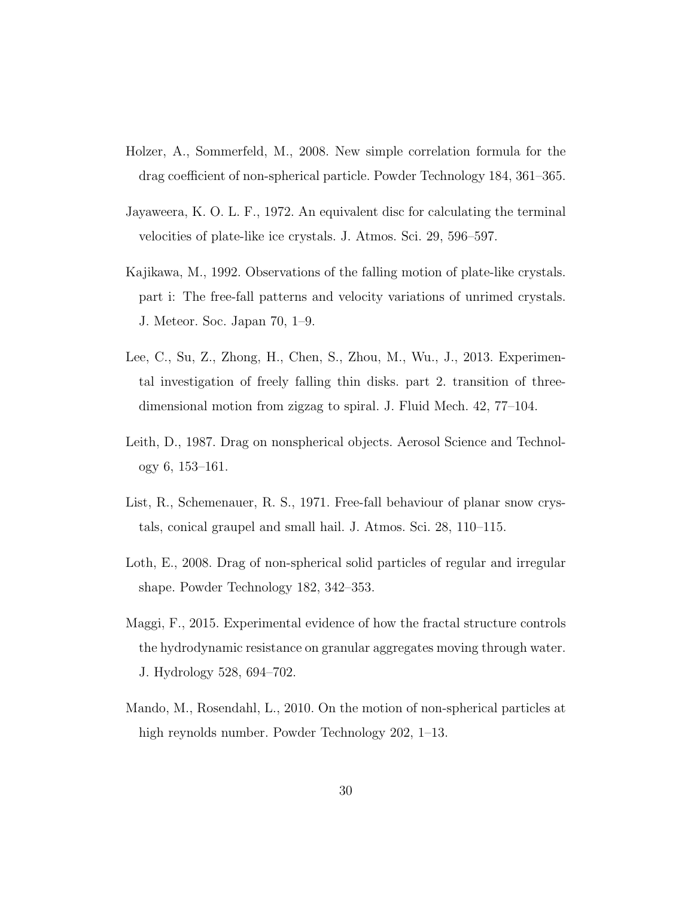Holzer, A., Sommerfeld, M., 2008. New simple correlation formula for the drag coefficient of non-spherical particle. Powder Technology 184, 361–365.

Jayaweera, K. O. L. F., 1972. An equivalent disc for calculating the terminal velocities of plate-like ice crystals. J. Atmos. Sci. 29, 596–597.

Kajikawa, M., 1992. Observations of the falling motion of plate-like crystals. part i: The free-fall patterns and velocity variations of unrimed crystals. J. Meteor. Soc. Japan 70, 1–9.

Lee, C., Su, Z., Zhong, H., Chen, S., Zhou, M., Wu., J., 2013. Experimental investigation of freely falling thin disks. part 2. transition of three-dimensional motion from zigzag to spiral. J. Fluid Mech. 42, 77–104.

Leith, D., 1987. Drag on nonspherical objects. Aerosol Science and Technology 6, 153–161.

List, R., Schemenauer, R. S., 1971. Free-fall behaviour of planar snow crystals, conical graupel and small hail. J. Atmos. Sci. 28, 110–115.

Loth, E., 2008. Drag of non-spherical solid particles of regular and irregular shape. Powder Technology 182, 342–353.

Maggi, F., 2015. Experimental evidence of how the fractal structure controls the hydrodynamic resistance on granular aggregates moving through water. J. Hydrology 528, 694–702.

Mando, M., Rosendahl, L., 2010. On the motion of non-spherical particles at high reynolds number. Powder Technology 202, 1–13.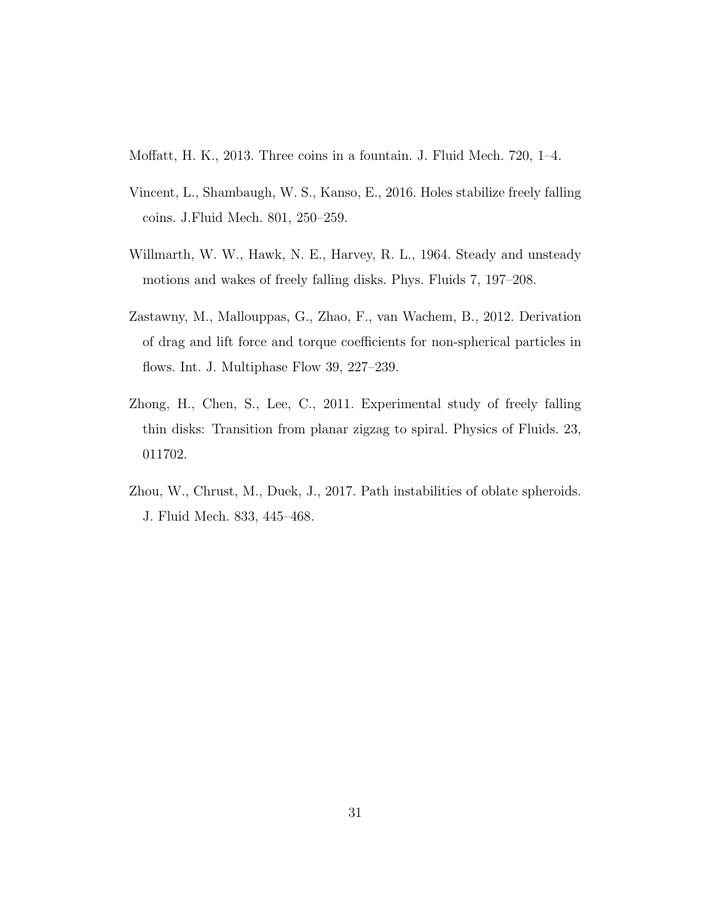Moffatt, H. K., 2013. Three coins in a fountain. J. Fluid Mech. 720, 1–4.

Vincent, L., Shambaugh, W. S., Kanso, E., 2016. Holes stabilize freely falling coins. J.Fluid Mech. 801, 250–259.

Willmarth, W. W., Hawk, N. E., Harvey, R. L., 1964. Steady and unsteady motions and wakes of freely falling disks. Phys. Fluids 7, 197–208.

Zastawny, M., Mallouppas, G., Zhao, F., van Wachem, B., 2012. Derivation of drag and lift force and torque coefficients for non-spherical particles in flows. Int. J. Multiphase Flow 39, 227–239.

Zhong, H., Chen, S., Lee, C., 2011. Experimental study of freely falling thin disks: Transition from planar zigzag to spiral. Physics of Fluids. 23, 011702.

Zhou, W., Chrust, M., Duek, J., 2017. Path instabilities of oblate spheroids. J. Fluid Mech. 833, 445–468.